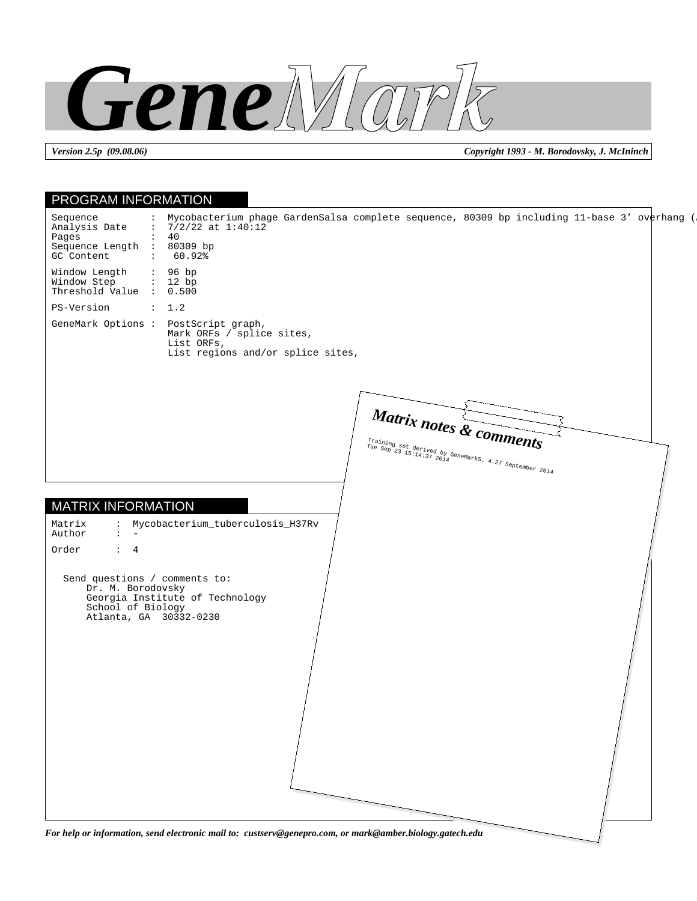# GeneMark

*Version 2.5p (09.08.06)* — *Copyright 1993 - M. Borodovsky, J. McIninch*

## PROGRAM INFORMATION

```
Sequence         :  Mycobacterium phage GardenSalsa complete sequence, 80309 bp including 11-base 3' overhang (
Analysis Date    :  7/2/22 at 1:40:12
Pages            :  40
Sequence Length  :  80309 bp
GC Content       :   60.92%

Window Length    :  96 bp
Window Step      :  12 bp
Threshold Value  :  0.500

PS-Version       :  1.2

GeneMark Options :  PostScript graph,
                    Mark ORFs / splice sites,
                    List ORFs,
                    List regions and/or splice sites,
```

## MATRIX INFORMATION

```
Matrix     :  Mycobacterium_tuberculosis_H37Rv
Author     :  -

Order      :  4
```

Send questions / comments to:
Dr. M. Borodovsky
Georgia Institute of Technology
School of Biology
Atlanta, GA 30332-0230

### Matrix notes & comments

Training set derived by GeneMarkS, 4.27 September 2014
Tue Sep 23 15:14:37 2014

*For help or information, send electronic mail to: custserv@genepro.com, or mark@amber.biology.gatech.edu*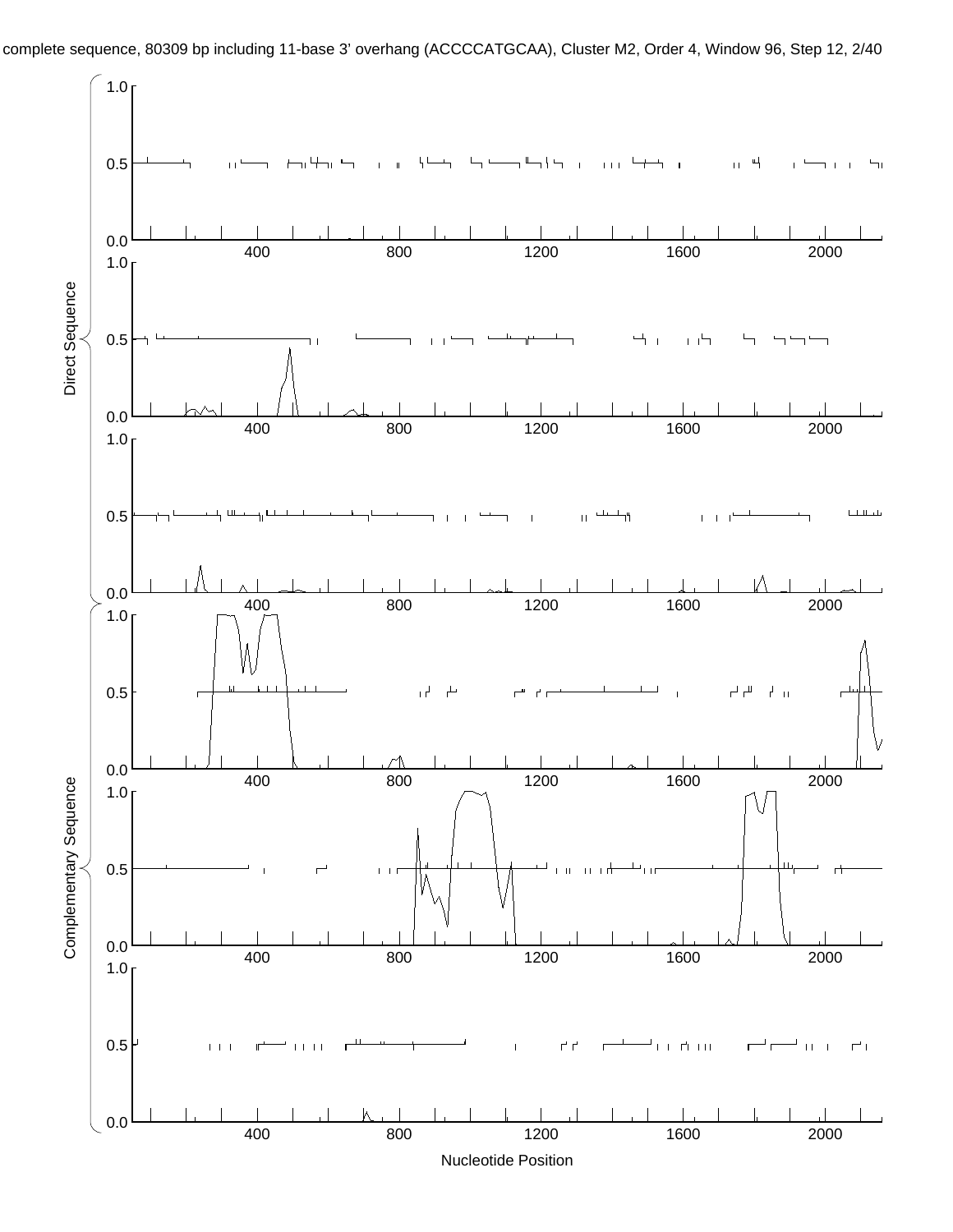complete sequence, 80309 bp including 11-base 3' overhang (ACCCCATGCAA), Cluster M2, Order 4, Window 96, Step 12, 2/40

Direct Sequence

Complementary Sequence

Nucleotide Position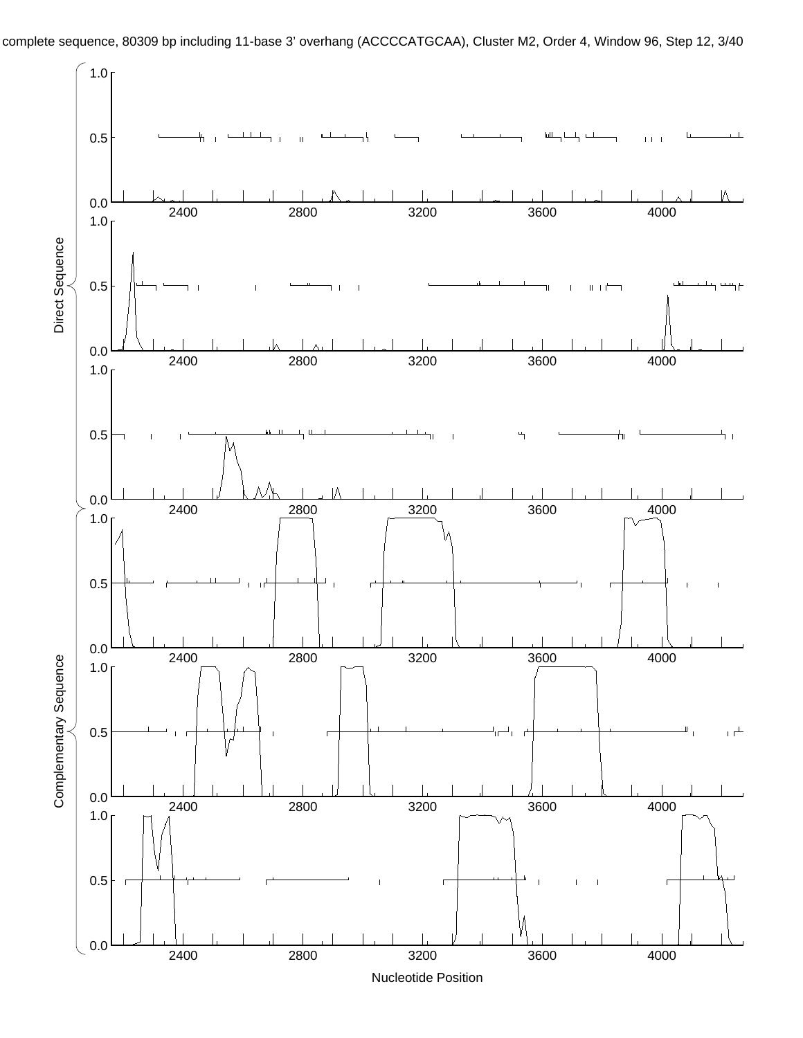complete sequence, 80309 bp including 11-base 3' overhang (ACCCCATGCAA), Cluster M2, Order 4, Window 96, Step 12, 3/40

Direct Sequence

Complementary Sequence

Nucleotide Position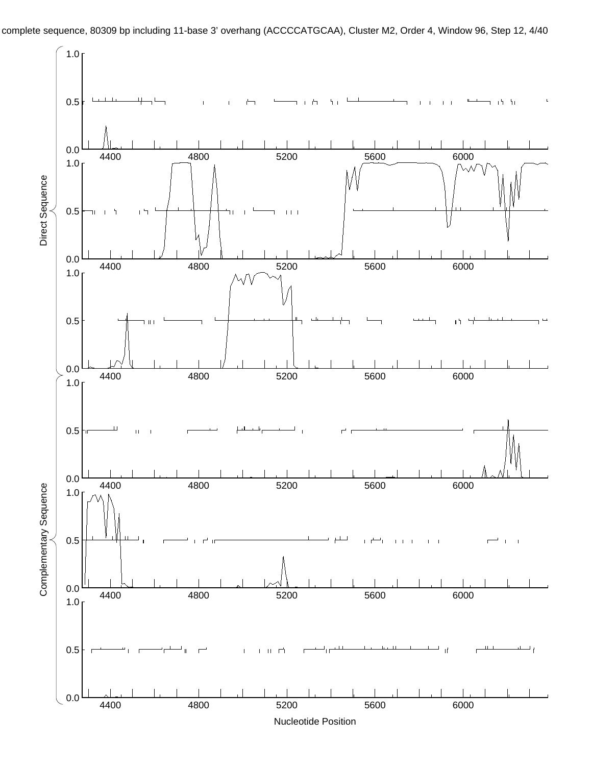complete sequence, 80309 bp including 11-base 3' overhang (ACCCCATGCAA), Cluster M2, Order 4, Window 96, Step 12, 4/40

Direct Sequence

Complementary Sequence

Nucleotide Position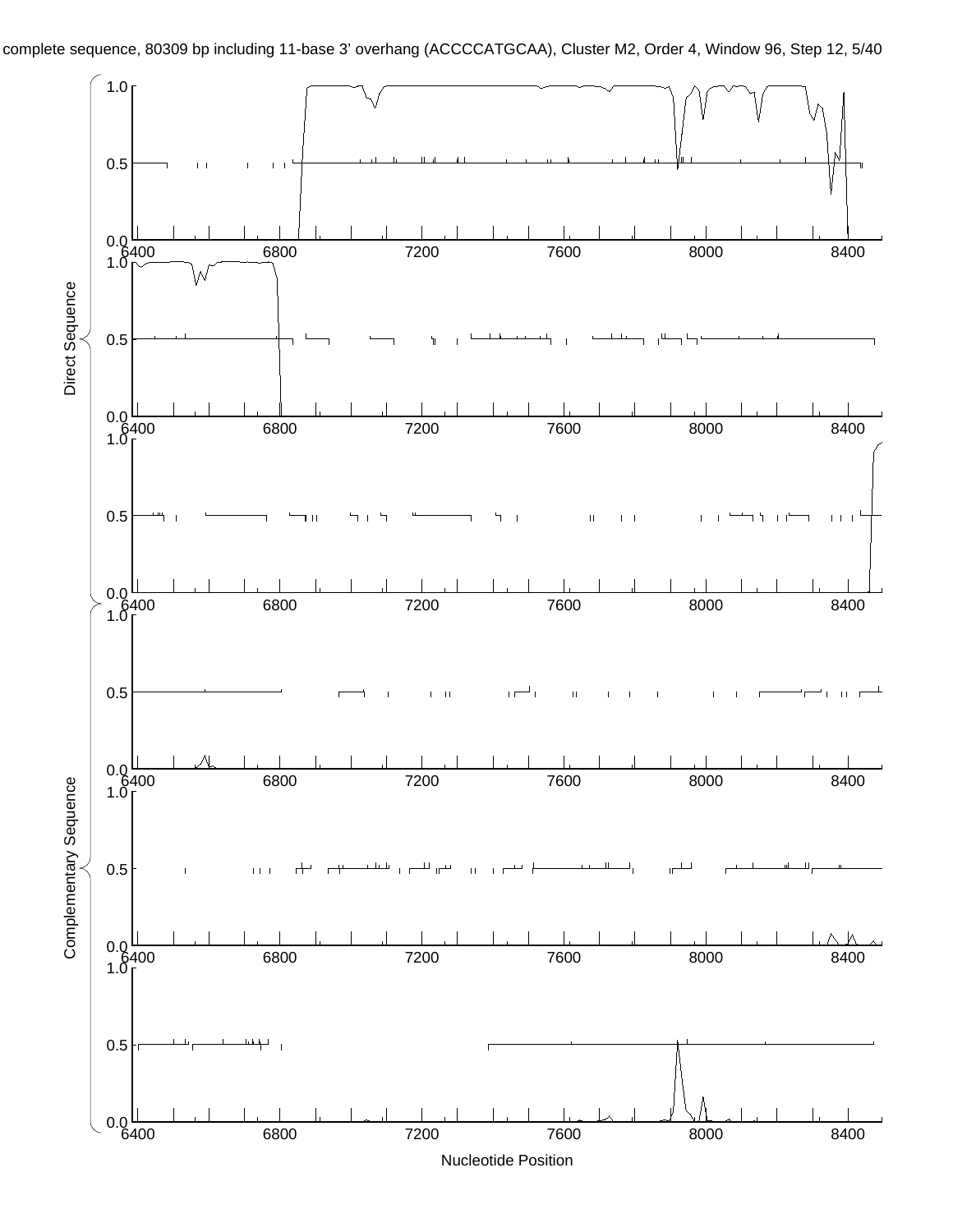complete sequence, 80309 bp including 11-base 3' overhang (ACCCCATGCAA), Cluster M2, Order 4, Window 96, Step 12, 5/40

Direct Sequence

Complementary Sequence

Nucleotide Position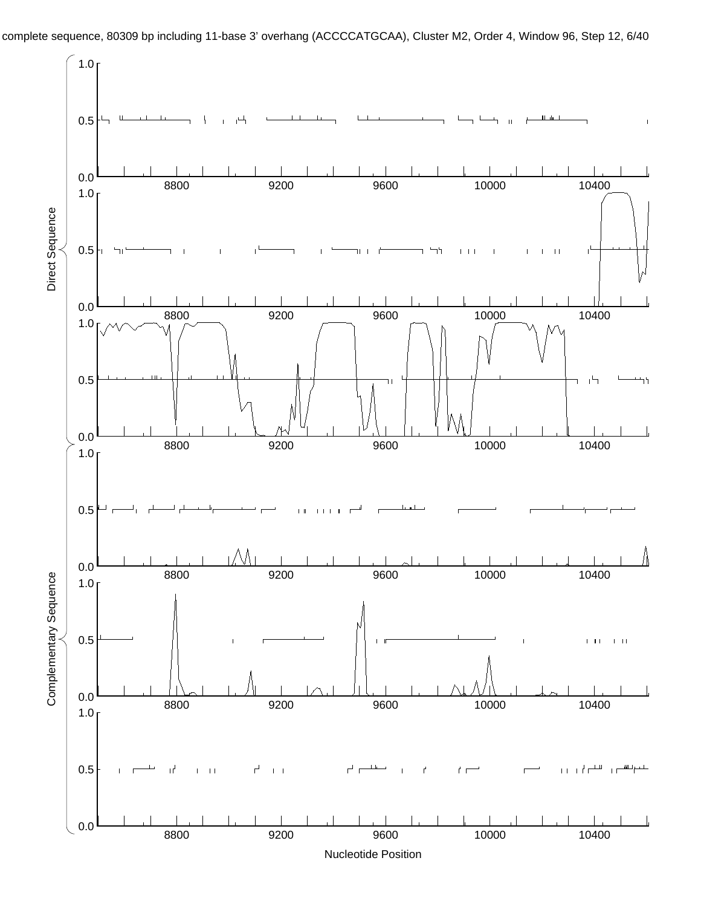complete sequence, 80309 bp including 11-base 3' overhang (ACCCCATGCAA), Cluster M2, Order 4, Window 96, Step 12, 6/40

Direct Sequence

Complementary Sequence

Nucleotide Position

1.0

0.5

0.0

8800 9200 9600 10000 10400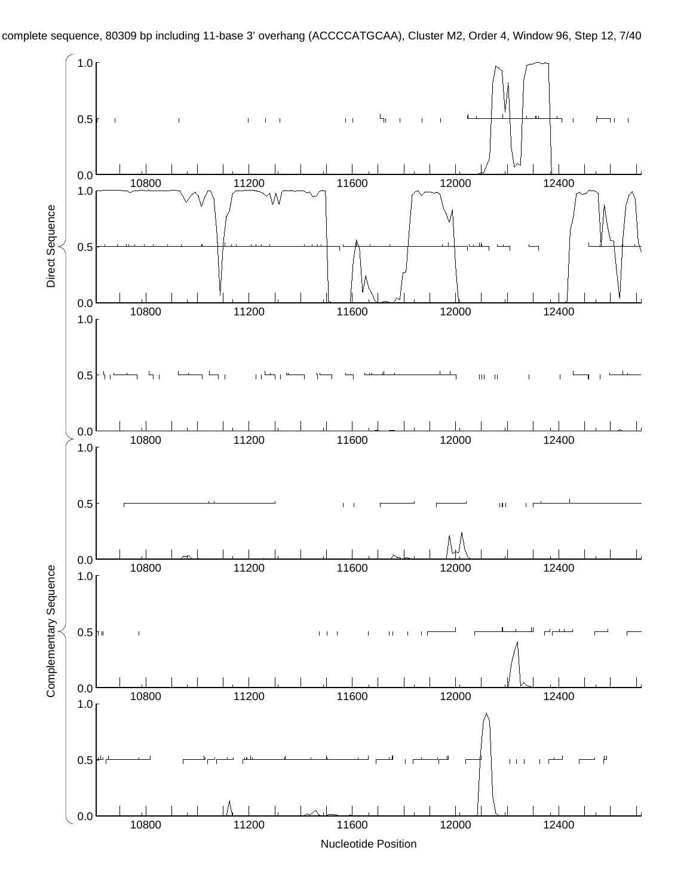complete sequence, 80309 bp including 11-base 3' overhang (ACCCCATGCAA), Cluster M2, Order 4, Window 96, Step 12, 7/40

Direct Sequence

Complementary Sequence

Nucleotide Position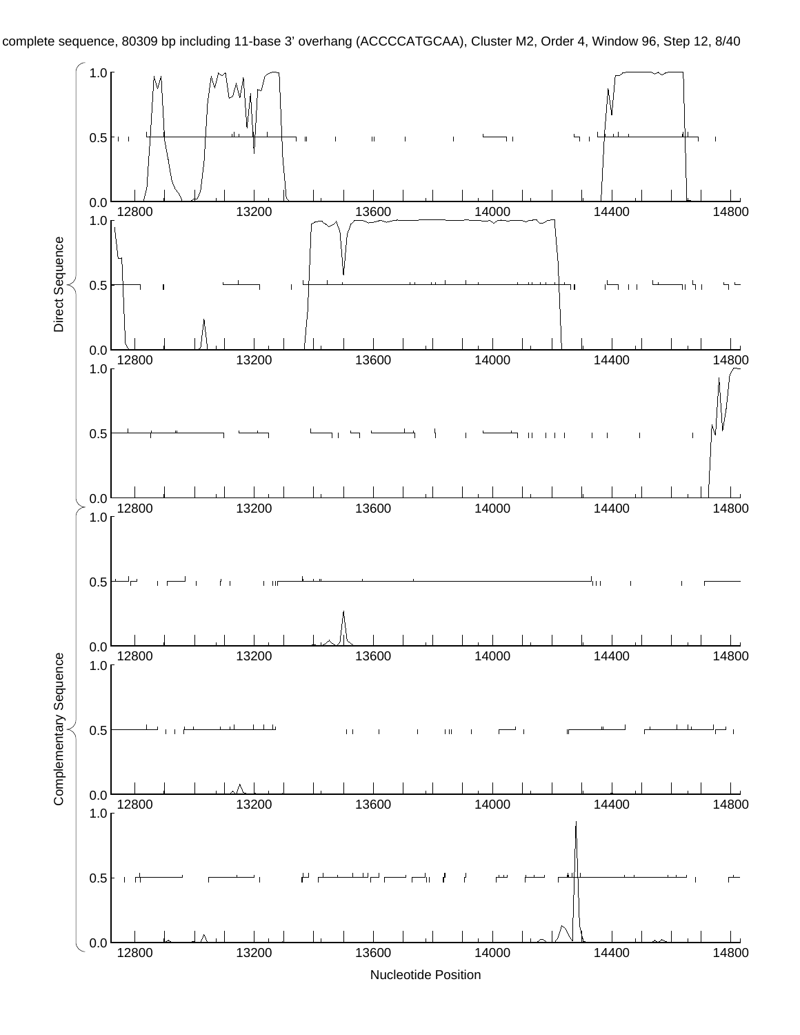complete sequence, 80309 bp including 11-base 3' overhang (ACCCCATGCAA), Cluster M2, Order 4, Window 96, Step 12, 8/40

Direct Sequence

Complementary Sequence

Nucleotide Position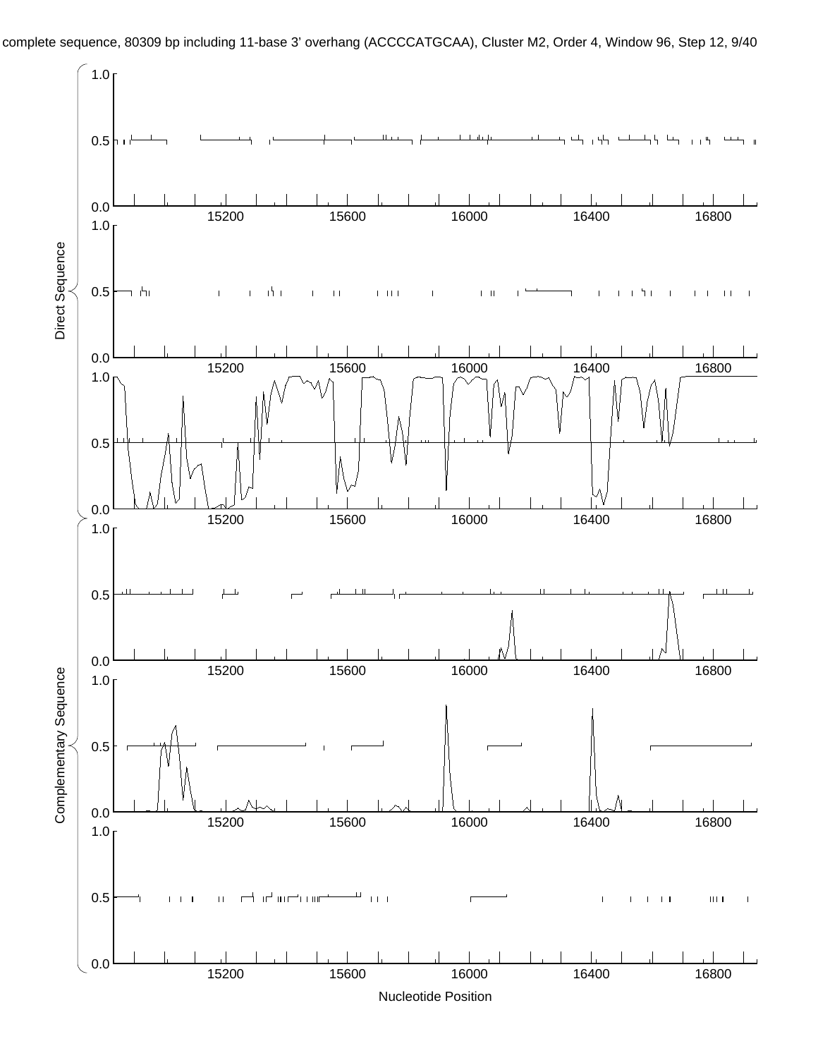complete sequence, 80309 bp including 11-base 3' overhang (ACCCCATGCAA), Cluster M2, Order 4, Window 96, Step 12, 9/40

Direct Sequence

Complementary Sequence

Nucleotide Position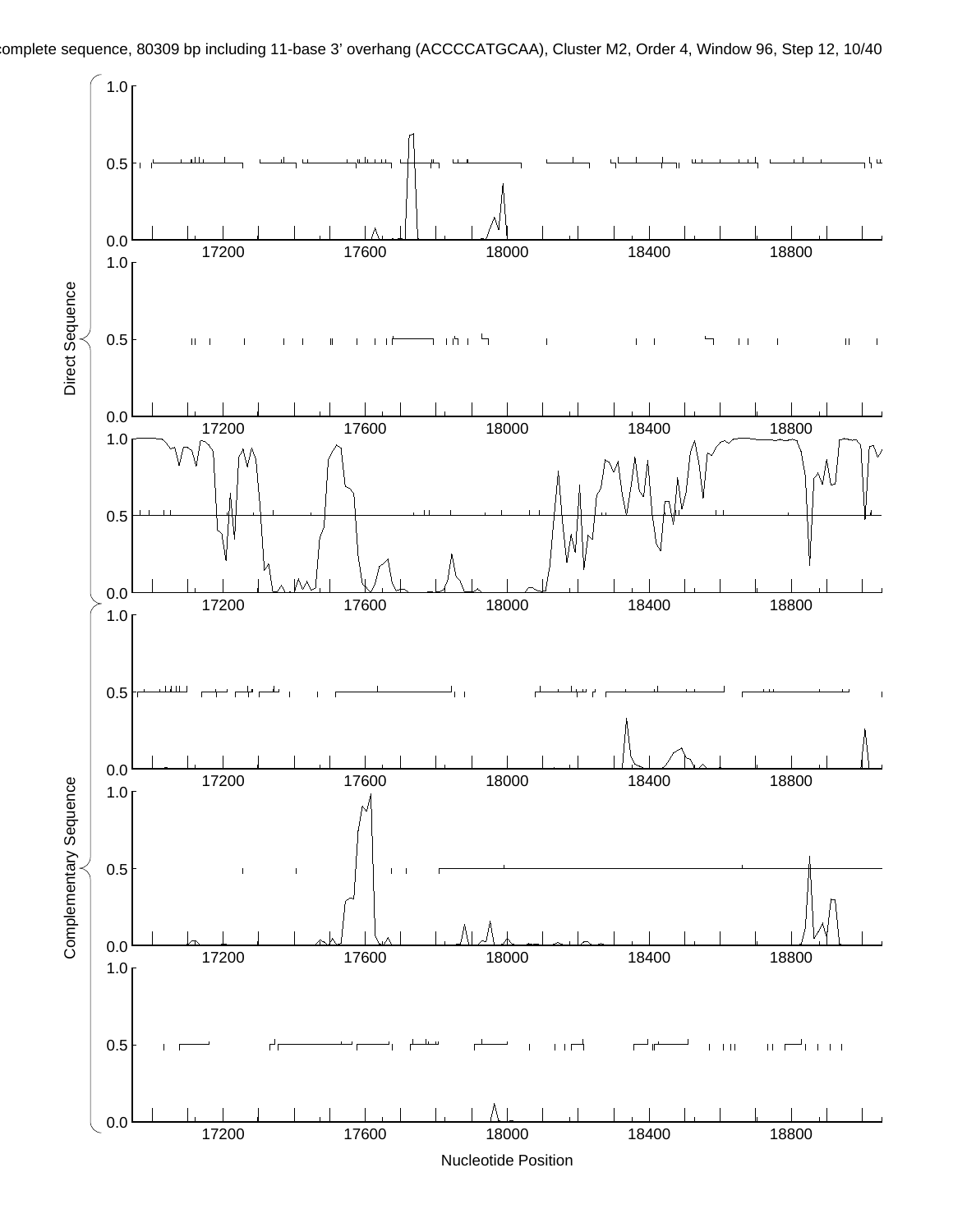complete sequence, 80309 bp including 11-base 3' overhang (ACCCCATGCAA), Cluster M2, Order 4, Window 96, Step 12, 10/40

Direct Sequence

Complementary Sequence

Nucleotide Position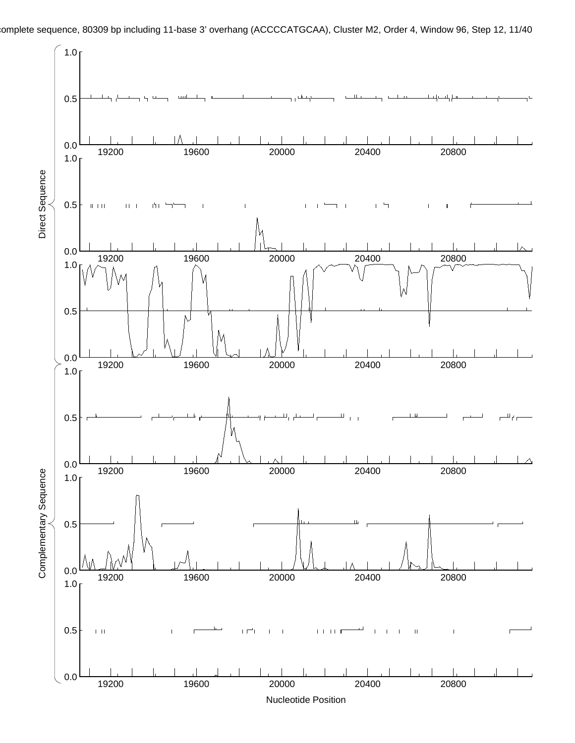complete sequence, 80309 bp including 11-base 3' overhang (ACCCCATGCAA), Cluster M2, Order 4, Window 96, Step 12, 11/40

Direct Sequence

1.0
0.5
0.0
19200 19600 20000 20400 20800

1.0
0.5
0.0
19200 19600 20000 20400 20800

1.0
0.5
0.0
19200 19600 20000 20400 20800

Complementary Sequence

1.0
0.5
0.0
19200 19600 20000 20400 20800

1.0
0.5
0.0
19200 19600 20000 20400 20800

1.0
0.5
0.0
19200 19600 20000 20400 20800

Nucleotide Position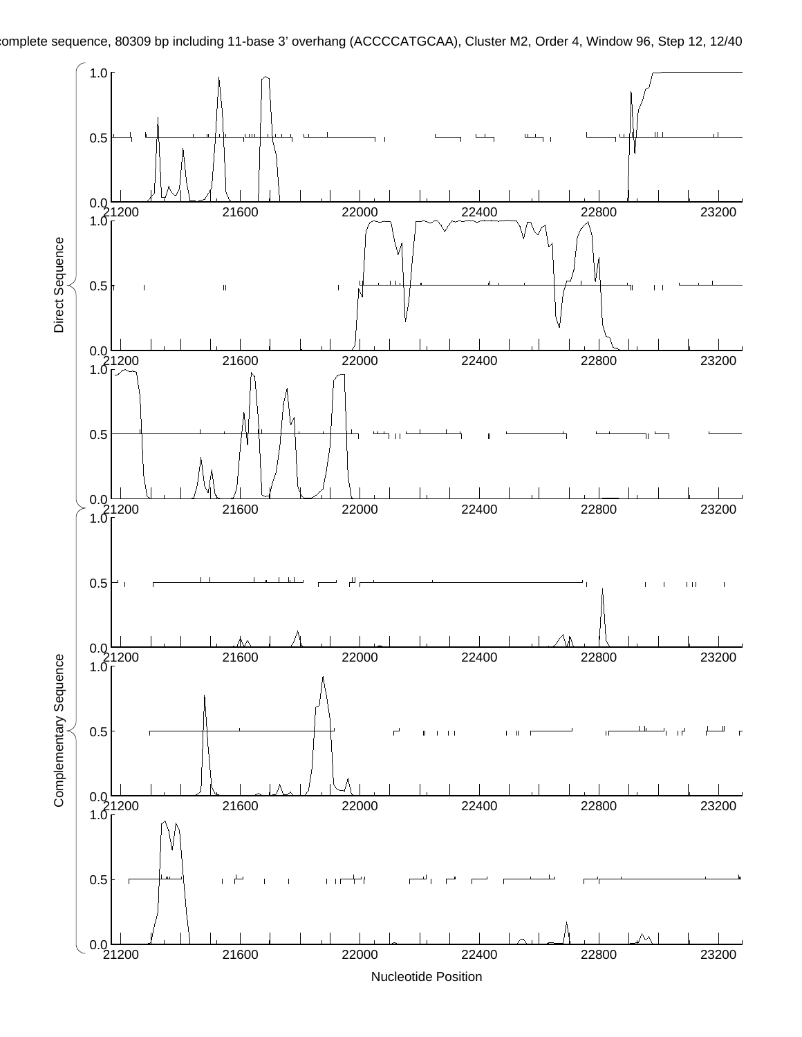complete sequence, 80309 bp including 11-base 3' overhang (ACCCCATGCAA), Cluster M2, Order 4, Window 96, Step 12, 12/40

Direct Sequence

Complementary Sequence

Nucleotide Position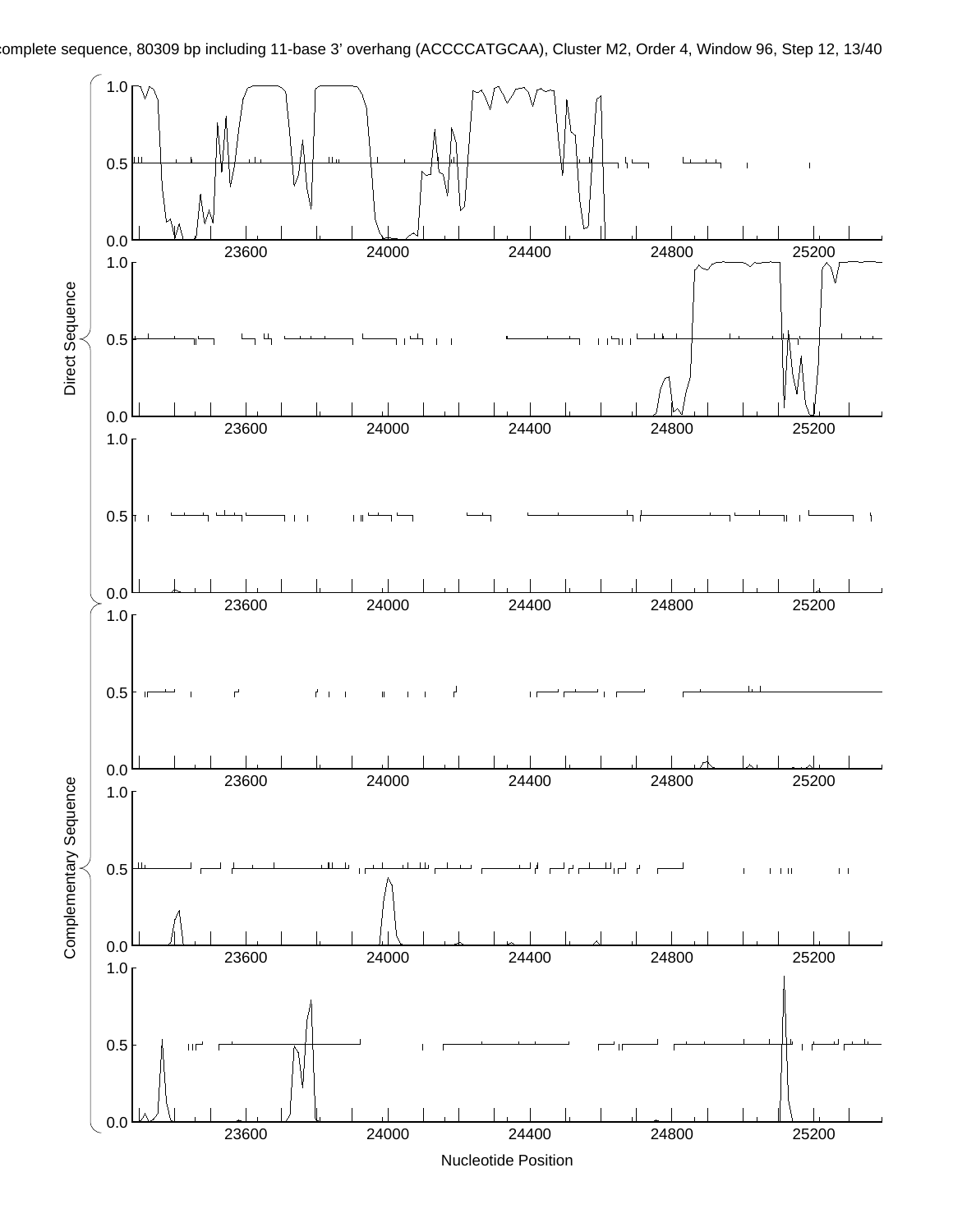Direct Sequence

Complementary Sequence

Nucleotide Position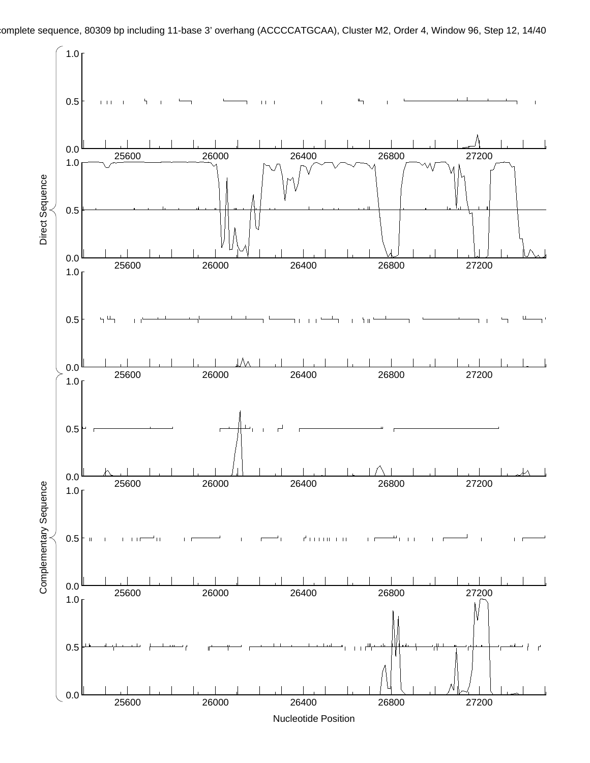complete sequence, 80309 bp including 11-base 3' overhang (ACCCCATGCAA), Cluster M2, Order 4, Window 96, Step 12, 14/40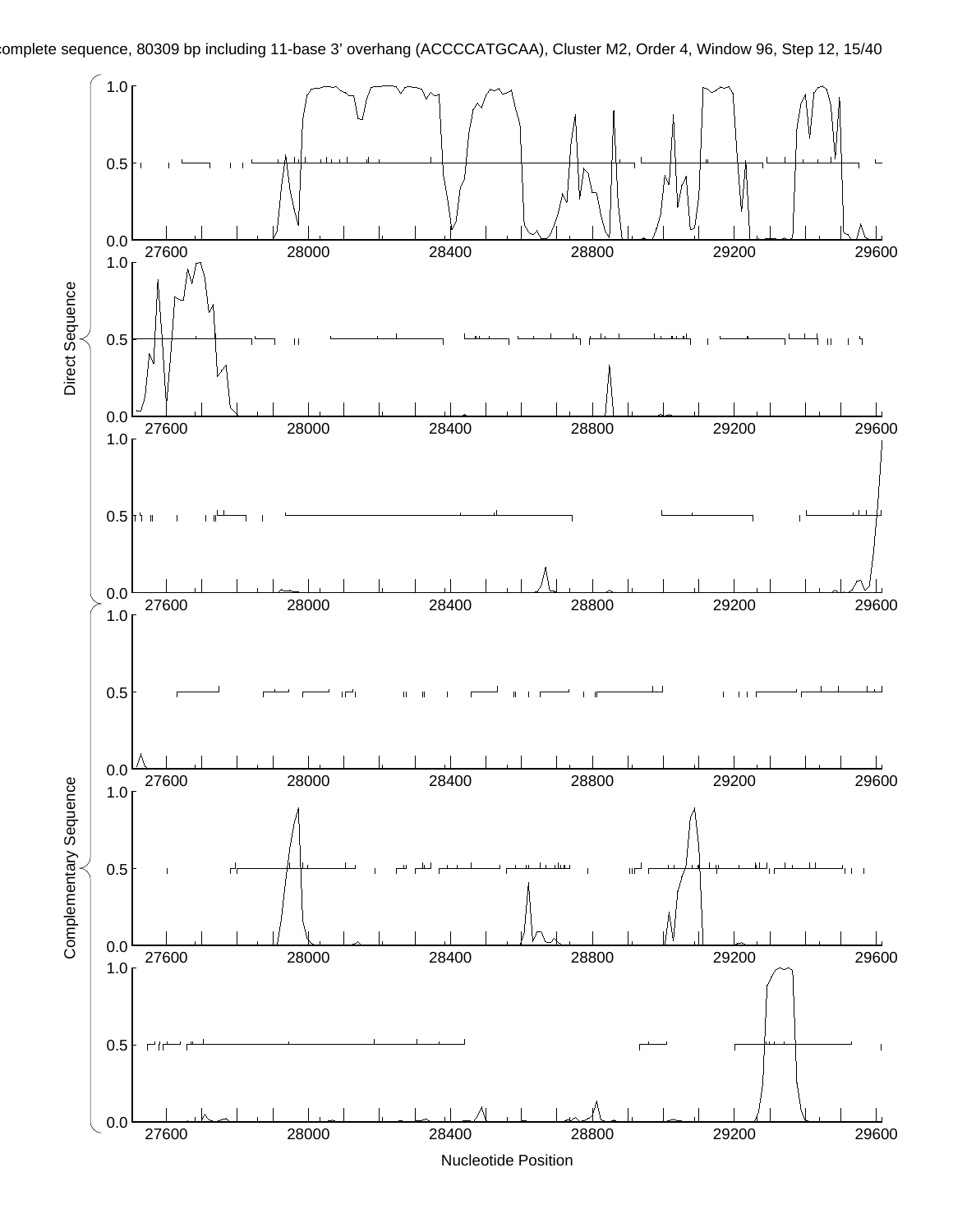complete sequence, 80309 bp including 11-base 3' overhang (ACCCCATGCAA), Cluster M2, Order 4, Window 96, Step 12, 15/40

Direct Sequence

Complementary Sequence

Nucleotide Position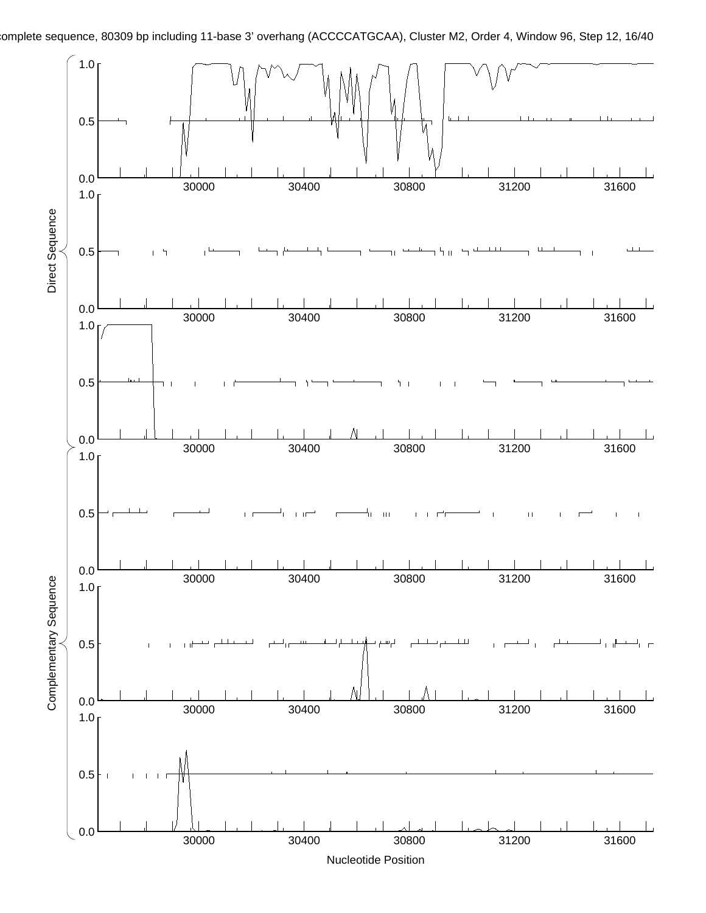complete sequence, 80309 bp including 11-base 3' overhang (ACCCCATGCAA), Cluster M2, Order 4, Window 96, Step 12, 16/40

Direct Sequence

Complementary Sequence

Nucleotide Position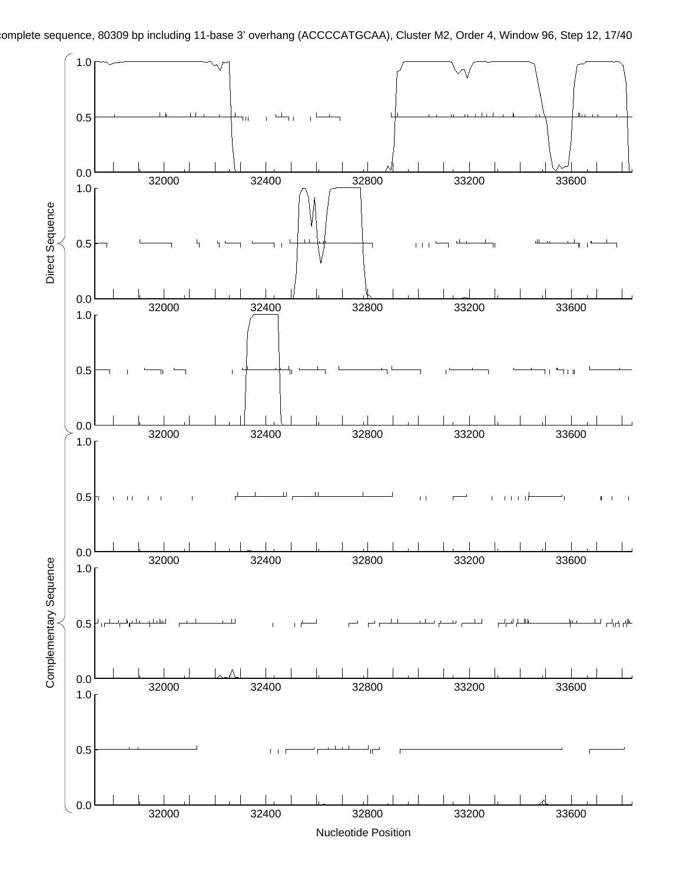complete sequence, 80309 bp including 11-base 3' overhang (ACCCCATGCAA), Cluster M2, Order 4, Window 96, Step 12, 17/40

Direct Sequence

1.0
0.5
0.0
32000 32400 32800 33200 33600

1.0
0.5
0.0
32000 32400 32800 33200 33600

1.0
0.5
0.0
32000 32400 32800 33200 33600

Complementary Sequence

1.0
0.5
0.0
32000 32400 32800 33200 33600

1.0
0.5
0.0
32000 32400 32800 33200 33600

1.0
0.5
0.0
32000 32400 32800 33200 33600

Nucleotide Position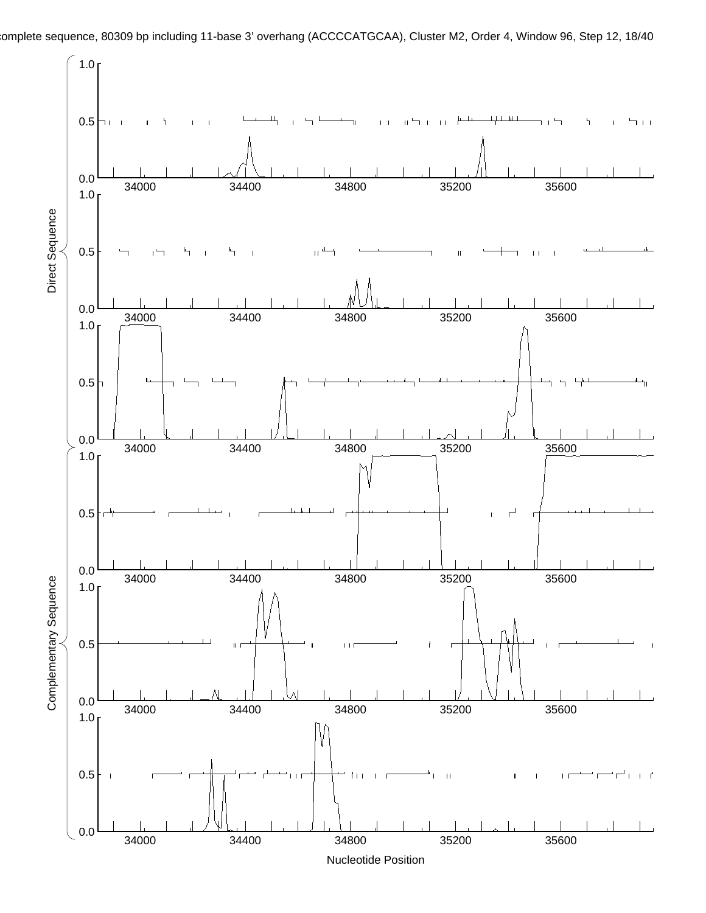complete sequence, 80309 bp including 11-base 3' overhang (ACCCCATGCAA), Cluster M2, Order 4, Window 96, Step 12, 18/40

Direct Sequence

Complementary Sequence

Nucleotide Position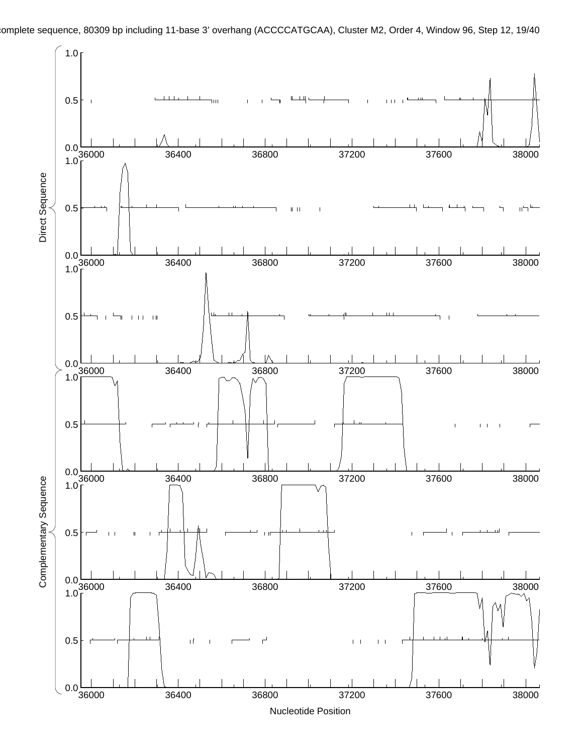complete sequence, 80309 bp including 11-base 3' overhang (ACCCCATGCAA), Cluster M2, Order 4, Window 96, Step 12, 19/40

Direct Sequence

Complementary Sequence

Nucleotide Position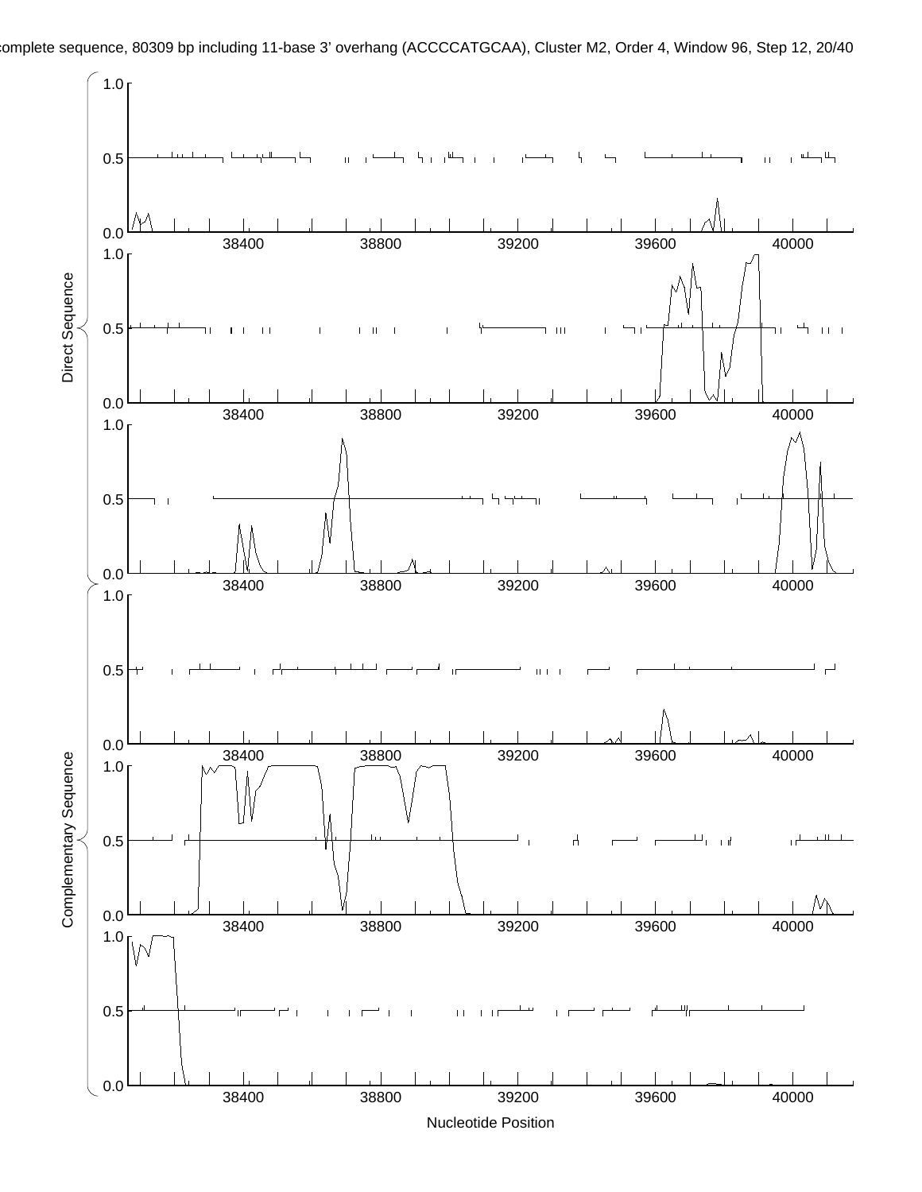complete sequence, 80309 bp including 11-base 3' overhang (ACCCCATGCAA), Cluster M2, Order 4, Window 96, Step 12, 20/40

Direct Sequence

Complementary Sequence

Nucleotide Position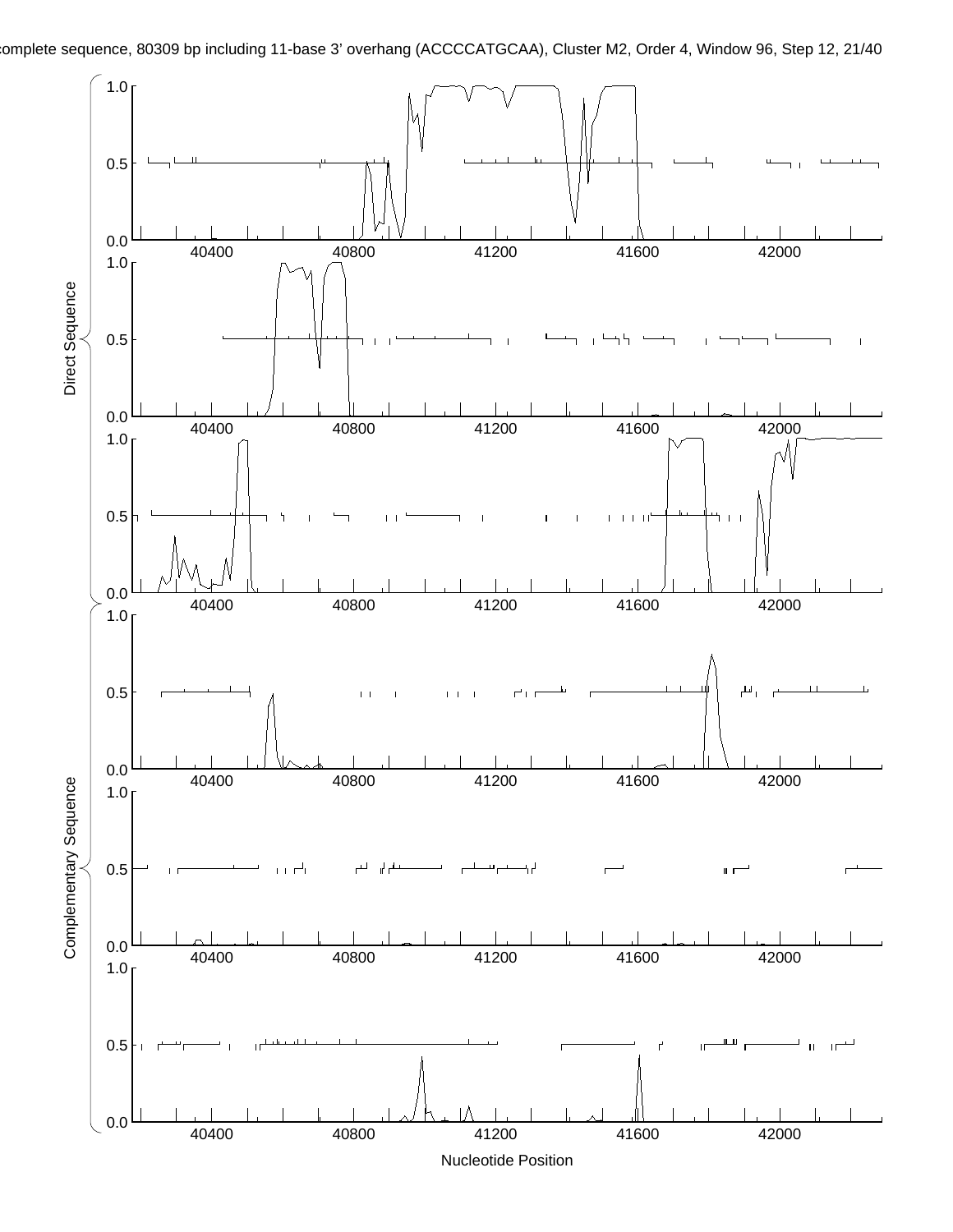complete sequence, 80309 bp including 11-base 3' overhang (ACCCCATGCAA), Cluster M2, Order 4, Window 96, Step 12, 21/40

Direct Sequence

Complementary Sequence

Nucleotide Position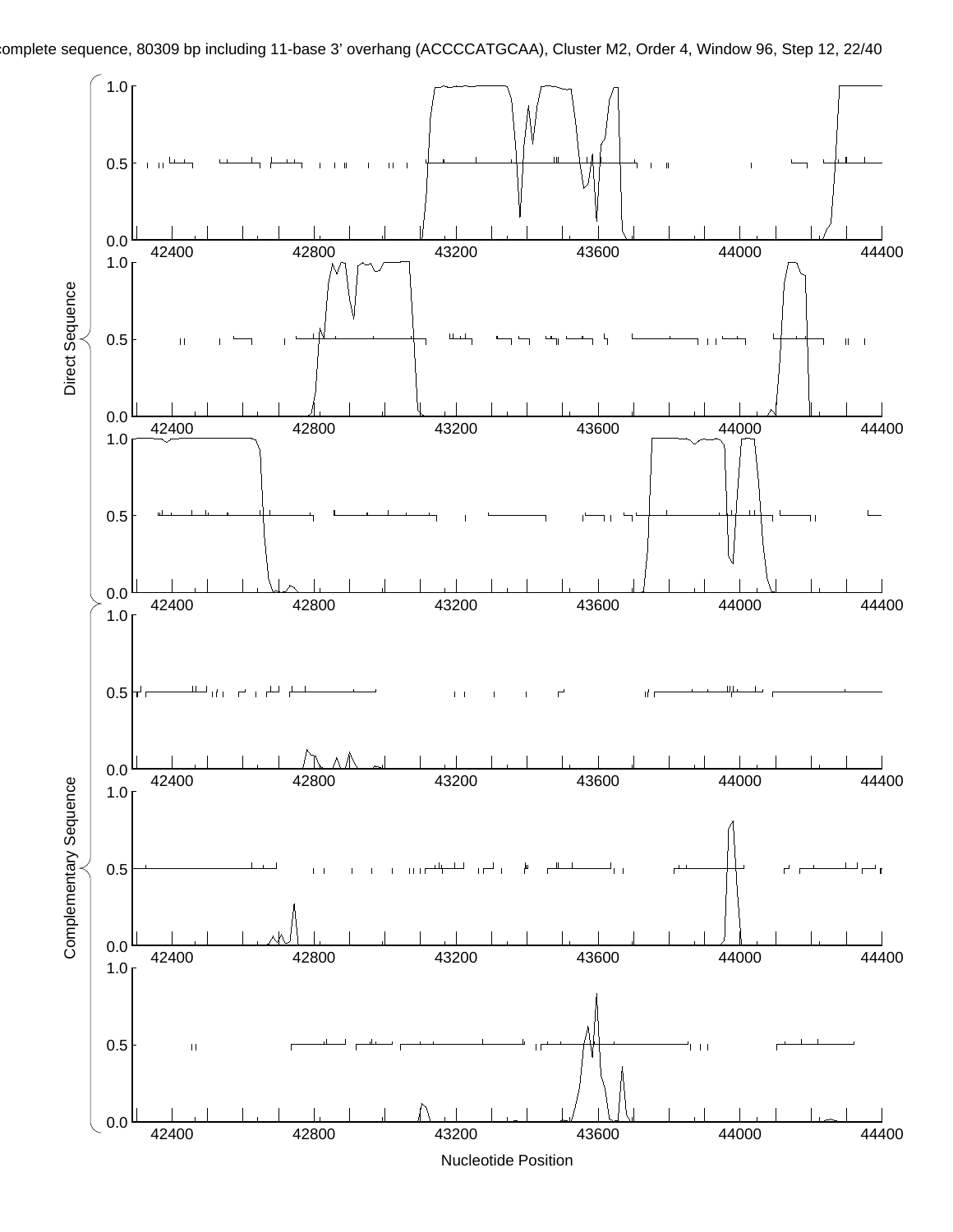complete sequence, 80309 bp including 11-base 3' overhang (ACCCCATGCAA), Cluster M2, Order 4, Window 96, Step 12

Direct Sequence

Complementary Sequence

Nucleotide Position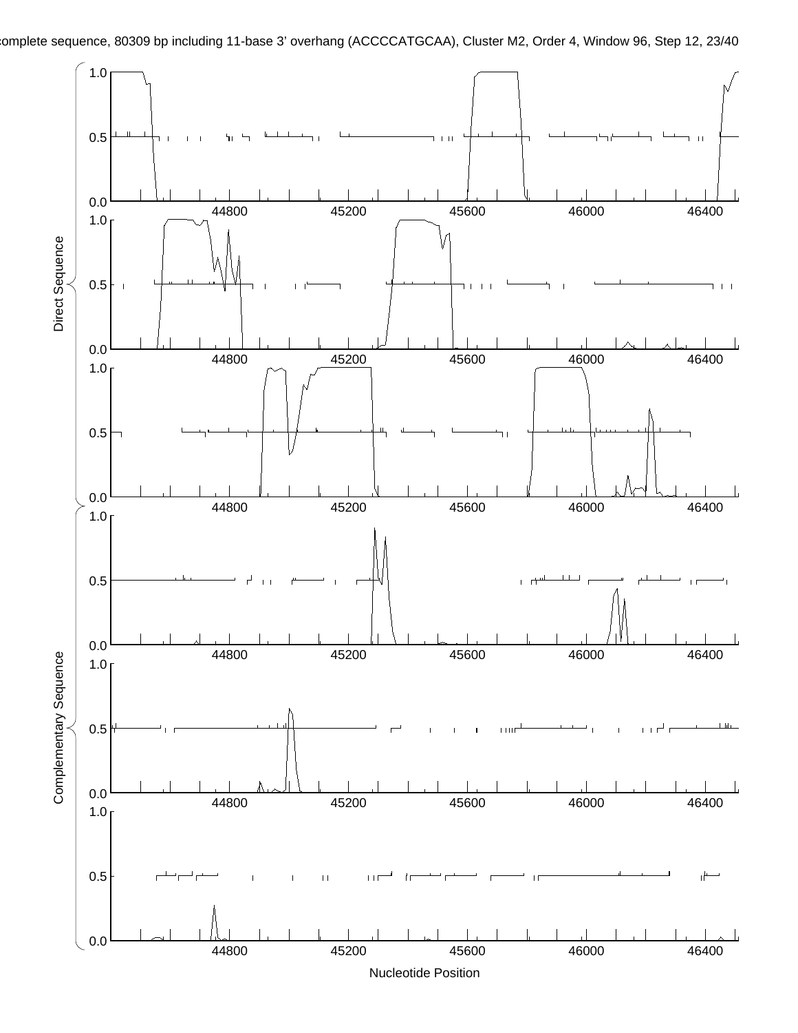complete sequence, 80309 bp including 11-base 3' overhang (ACCCCATGCAA), Cluster M2, Order 4, Window 96, Step 12, 23/40

Direct Sequence

Complementary Sequence

Nucleotide Position

0.0 0.5 1.0

44800 45200 45600 46000 46400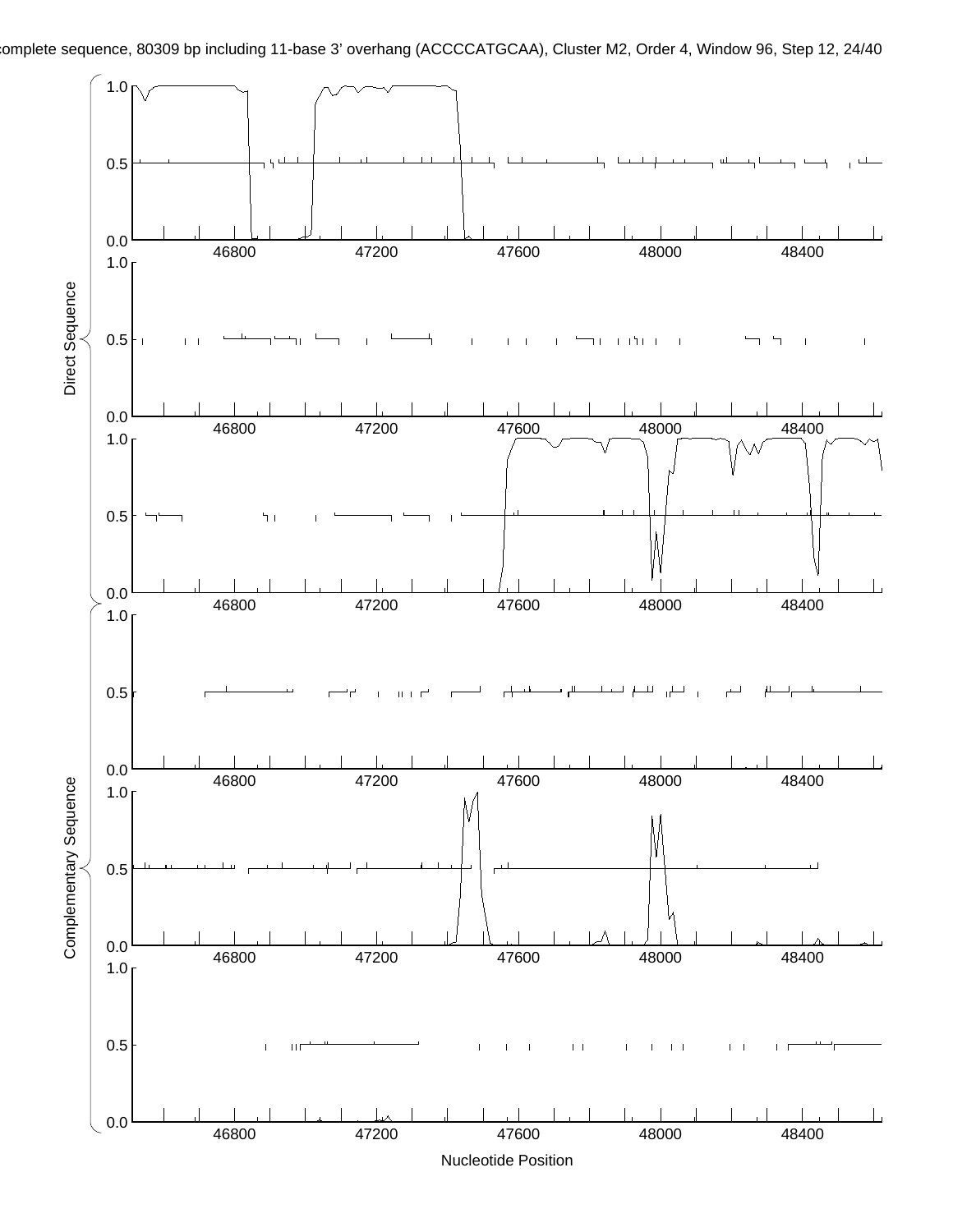complete sequence, 80309 bp including 11-base 3' overhang (ACCCCATGCAA), Cluster M2, Order 4, Window 96, Step 12, 24/40

Direct Sequence

Complementary Sequence

Nucleotide Position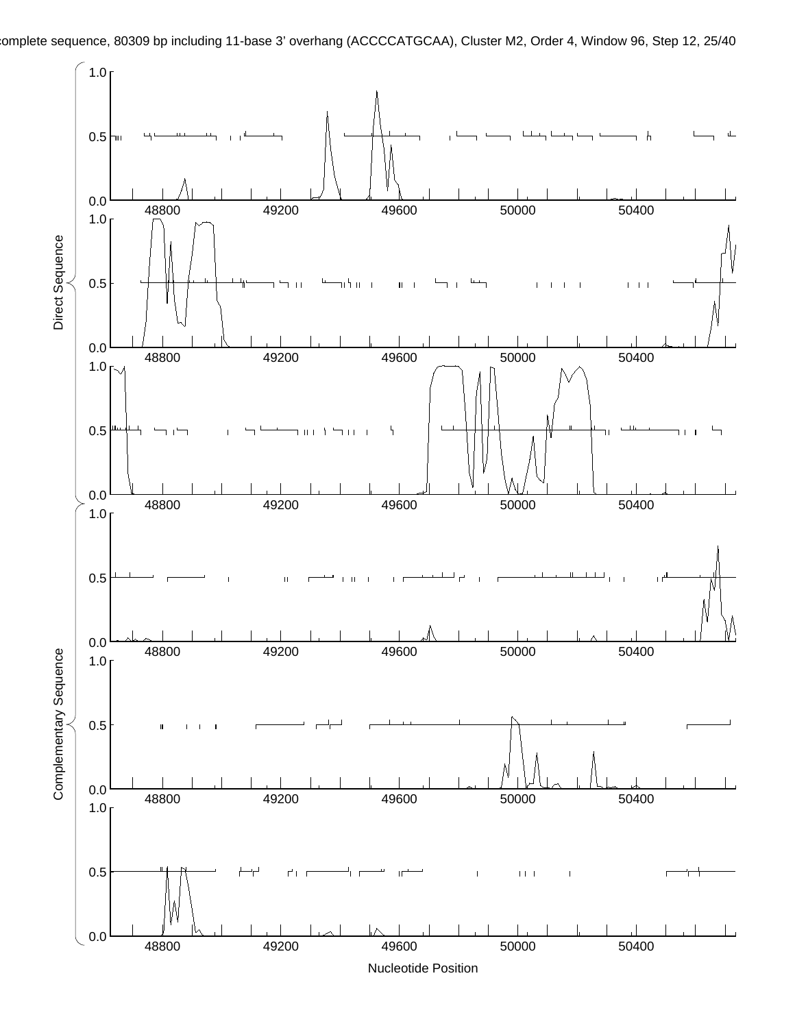complete sequence, 80309 bp including 11-base 3' overhang (ACCCCATGCAA), Cluster M2, Order 4, Window 96, Step 12, 25/40

Direct Sequence

Complementary Sequence

Nucleotide Position

48800 49200 49600 50000 50400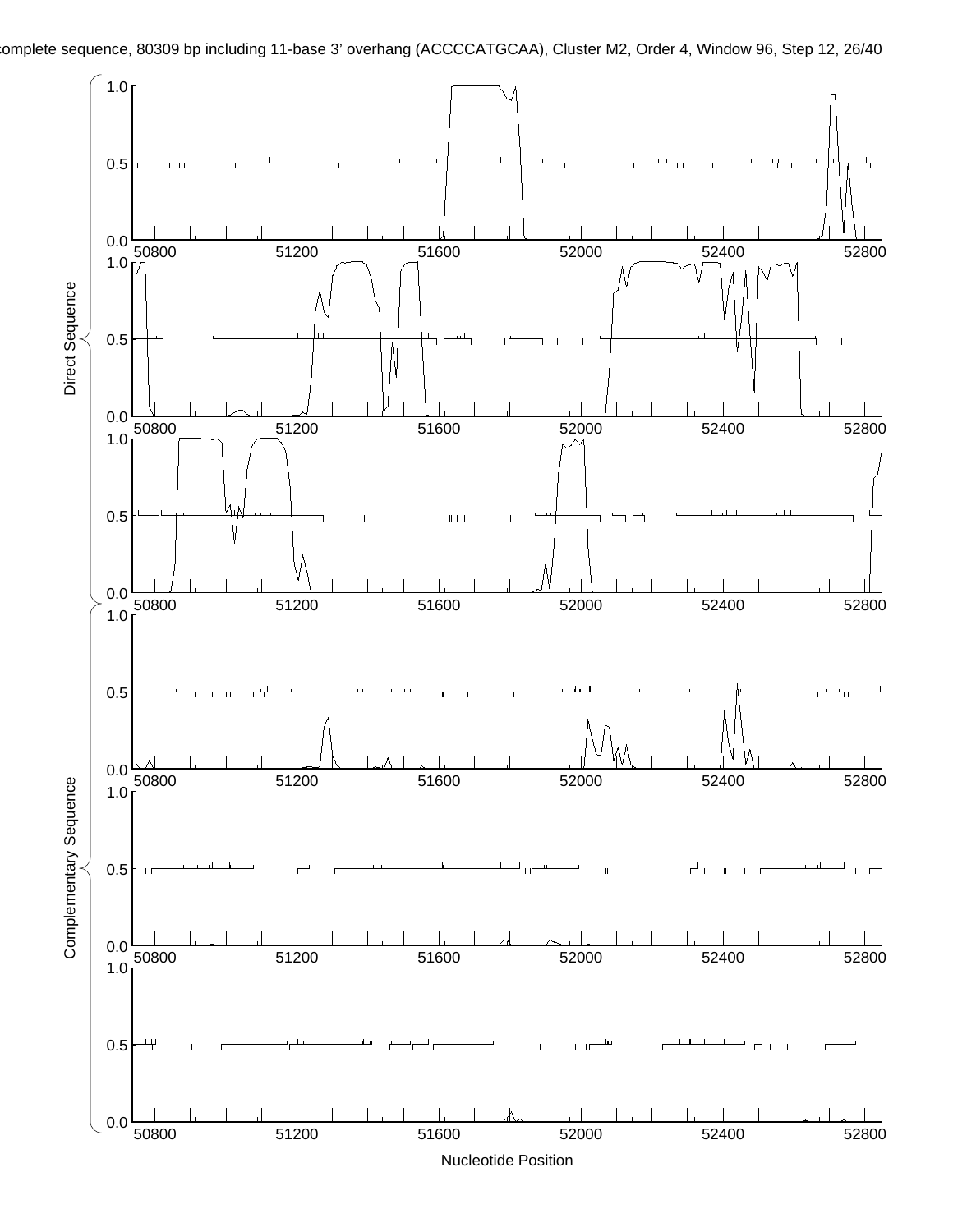complete sequence, 80309 bp including 11-base 3' overhang (ACCCCATGCAA), Cluster M2, Order 4, Window 96, Step 12, 26/40

Direct Sequence

Complementary Sequence

Nucleotide Position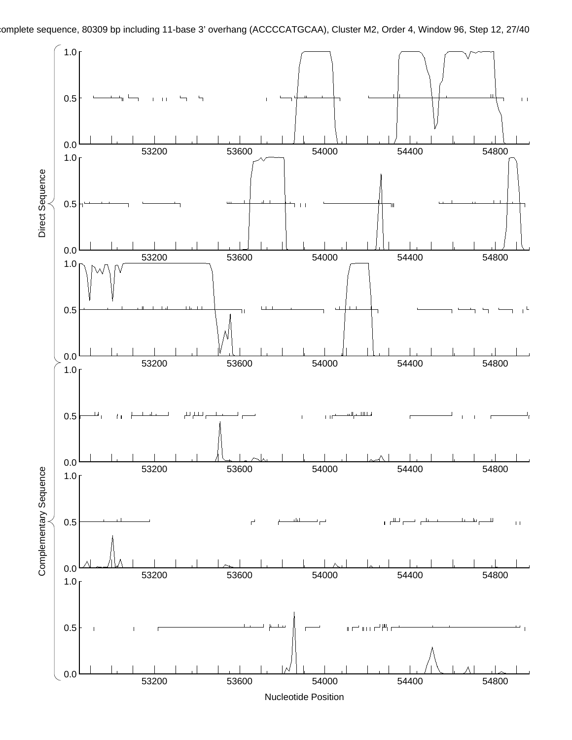complete sequence, 80309 bp including 11-base 3' overhang (ACCCCATGCAA), Cluster M2, Order 4, Window 96, Step 12, 27/40

Direct Sequence

Complementary Sequence

Nucleotide Position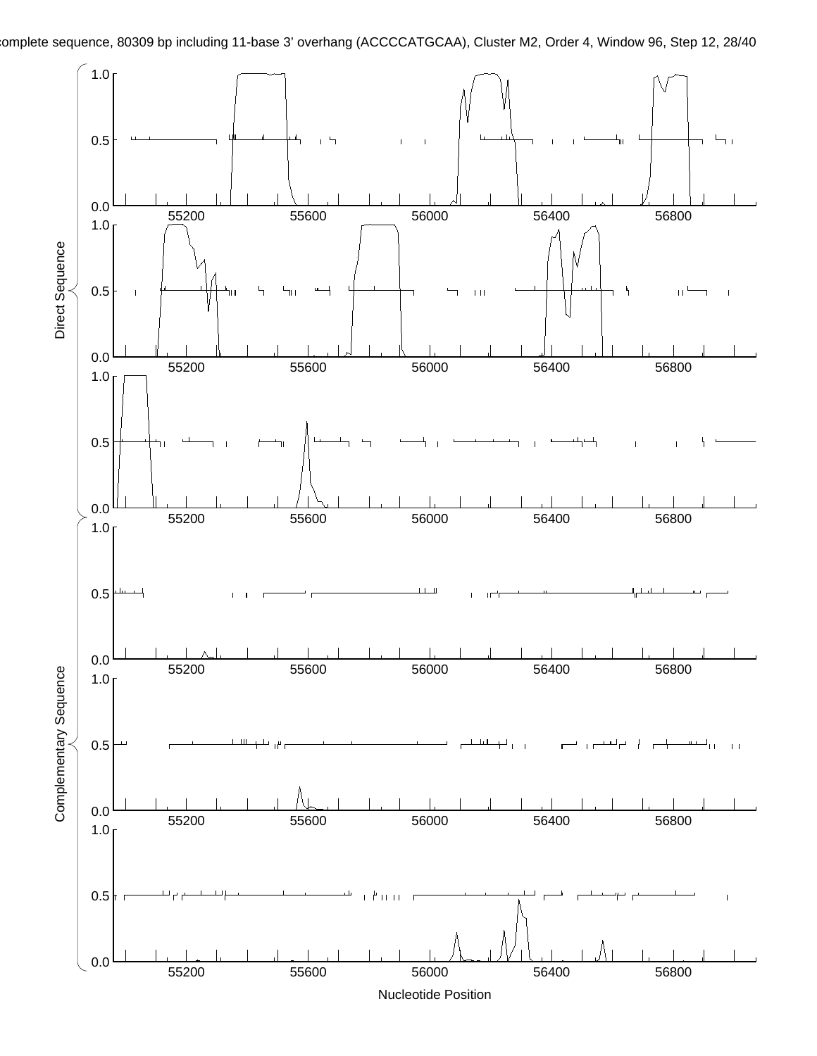complete sequence, 80309 bp including 11-base 3' overhang (ACCCCATGCAA), Cluster M2, Order 4, Window 96, Step 12

Direct Sequence

Complementary Sequence

Nucleotide Position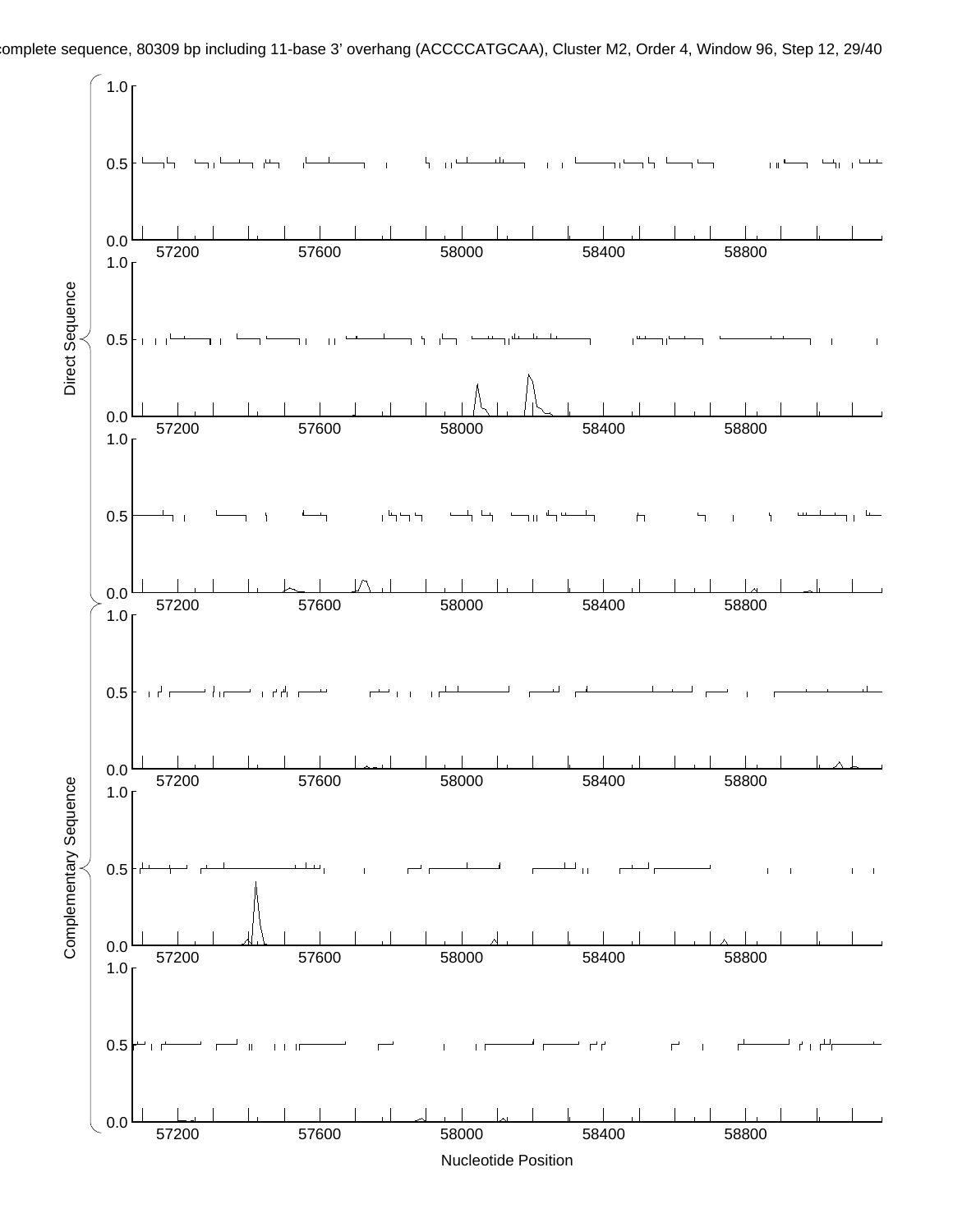complete sequence, 80309 bp including 11-base 3' overhang (ACCCCATGCAA), Cluster M2, Order 4, Window 96, Step 12, 29/40

Direct Sequence

Complementary Sequence

Nucleotide Position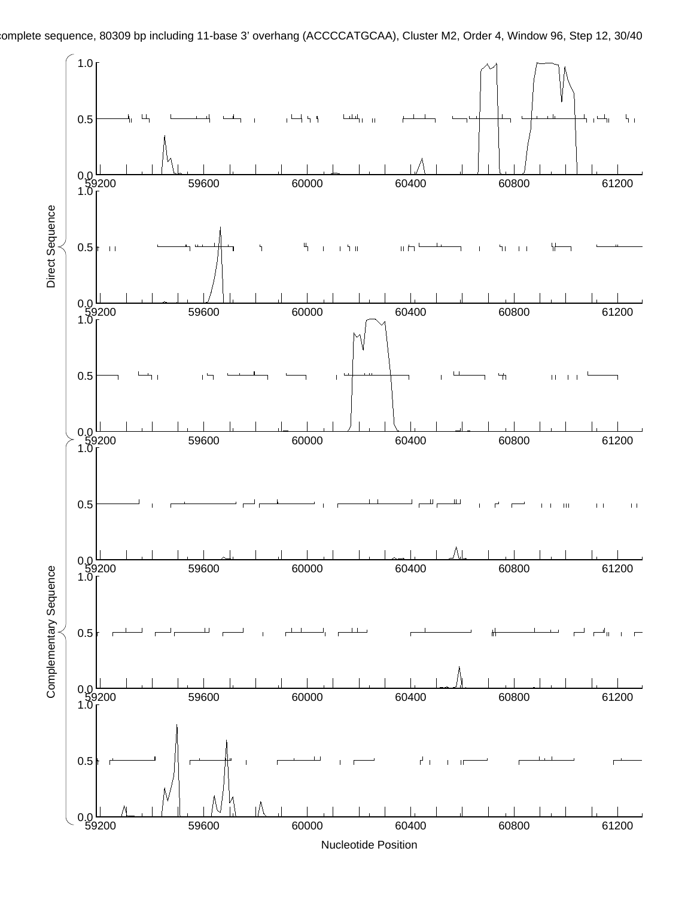complete sequence, 80309 bp including 11-base 3' overhang (ACCCCATGCAA), Cluster M2, Order 4, Window 96, Step 12, 30/40

Direct Sequence

Complementary Sequence

Nucleotide Position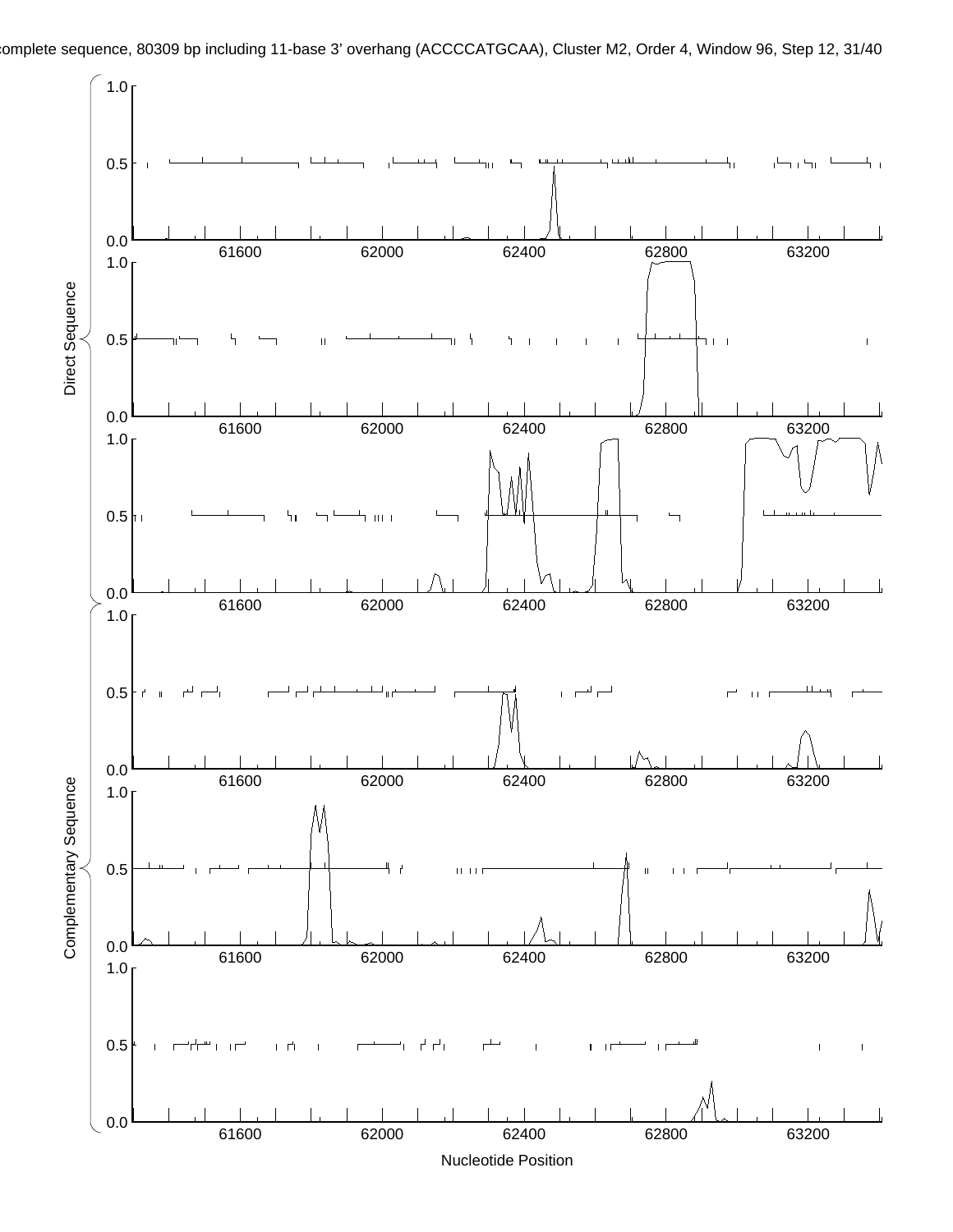complete sequence, 80309 bp including 11-base 3' overhang (ACCCCATGCAA), Cluster M2, Order 4, Window 96, Step 12, 31/40

Direct Sequence

Complementary Sequence

Nucleotide Position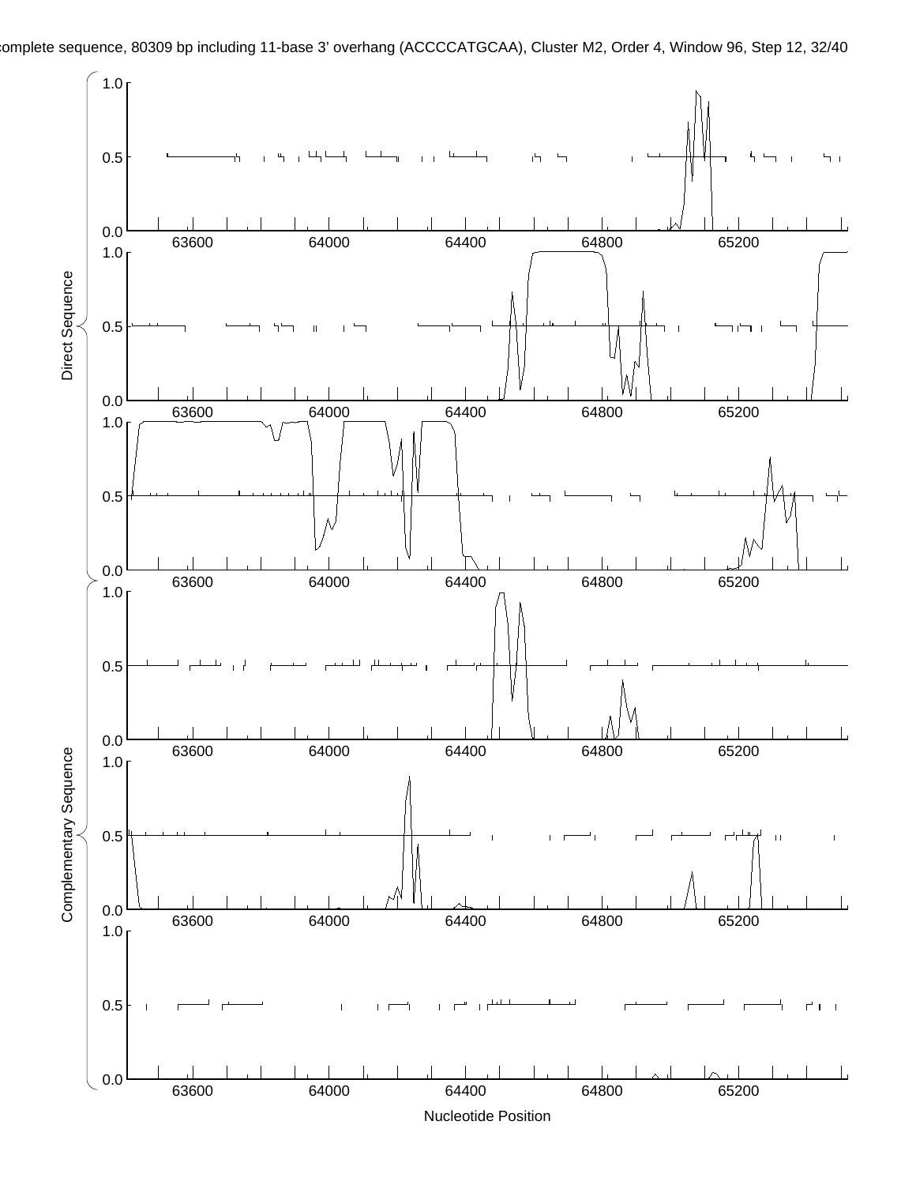complete sequence, 80309 bp including 11-base 3' overhang (ACCCCATGCAA), Cluster M2, Order 4, Window 96, Step 12, 32/40

Direct Sequence

Complementary Sequence

Nucleotide Position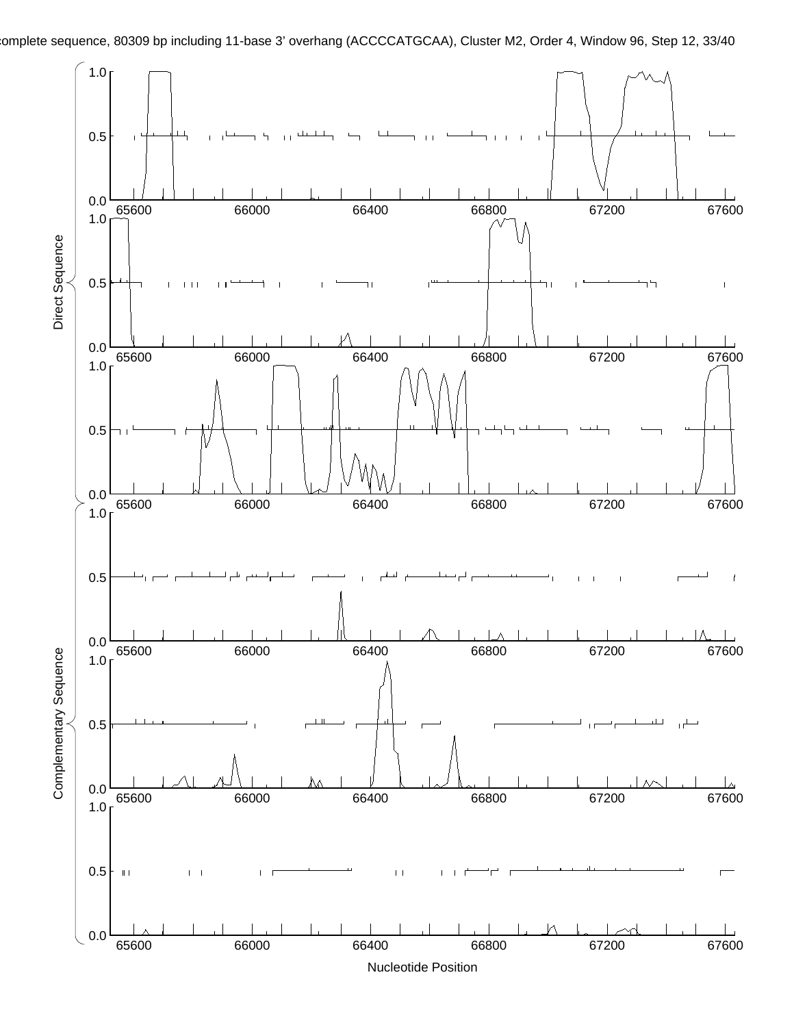complete sequence, 80309 bp including 11-base 3' overhang (ACCCCATGCAA), Cluster M2, Order 4, Window 96, Step 12

Direct Sequence

Complementary Sequence

Nucleotide Position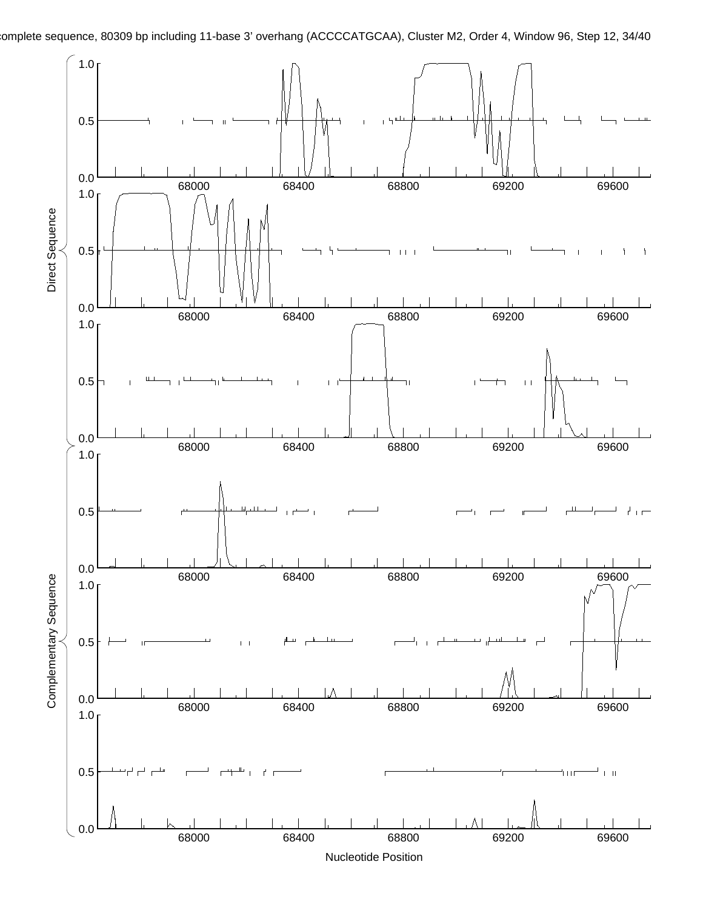complete sequence, 80309 bp including 11-base 3' overhang (ACCCCATGCAA), Cluster M2, Order 4, Window 96, Step 12, 34/40

Direct Sequence

Complementary Sequence

Nucleotide Position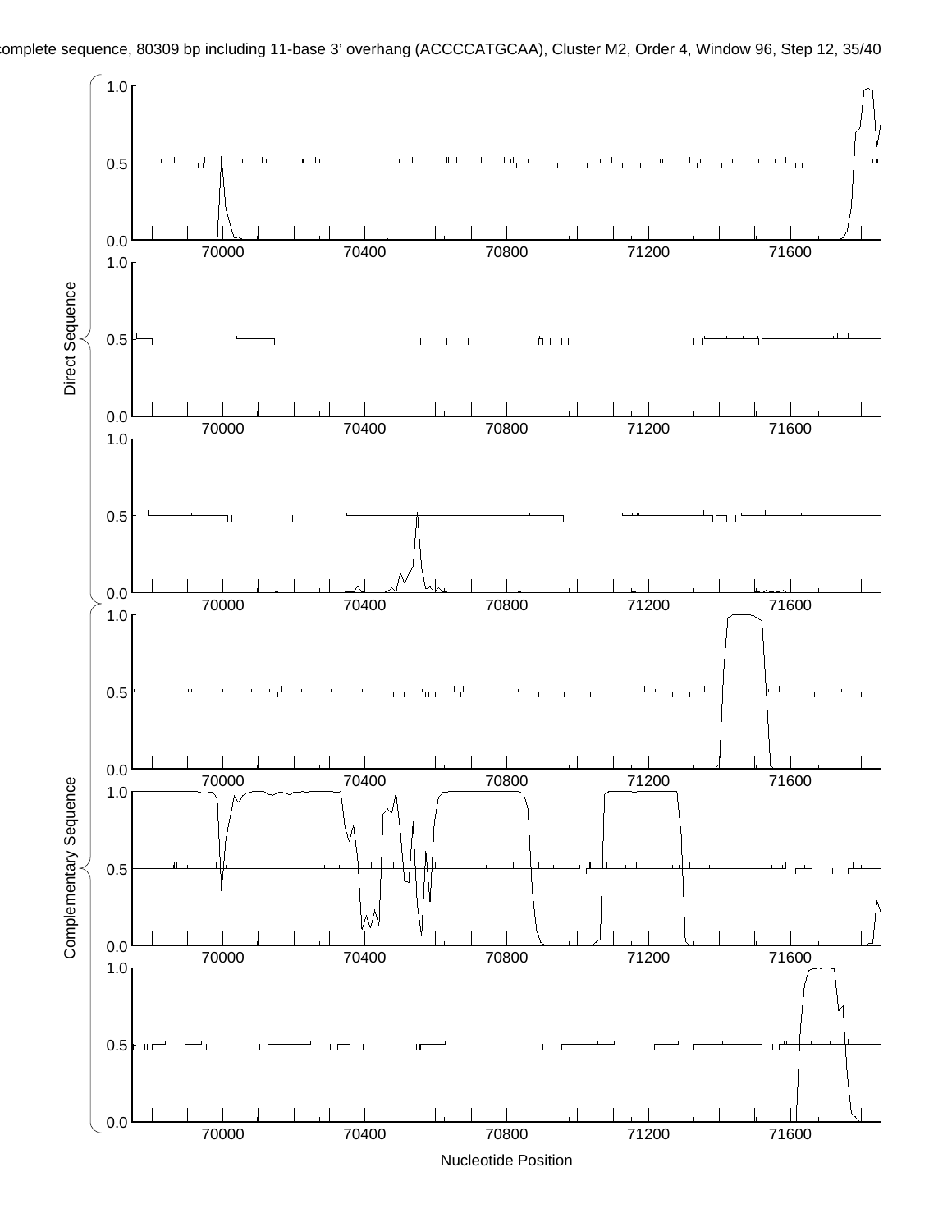complete sequence, 80309 bp including 11-base 3' overhang (ACCCCATGCAA), Cluster M2, Order 4, Window 96, Step 12, 35/40

Direct Sequence

Complementary Sequence

Nucleotide Position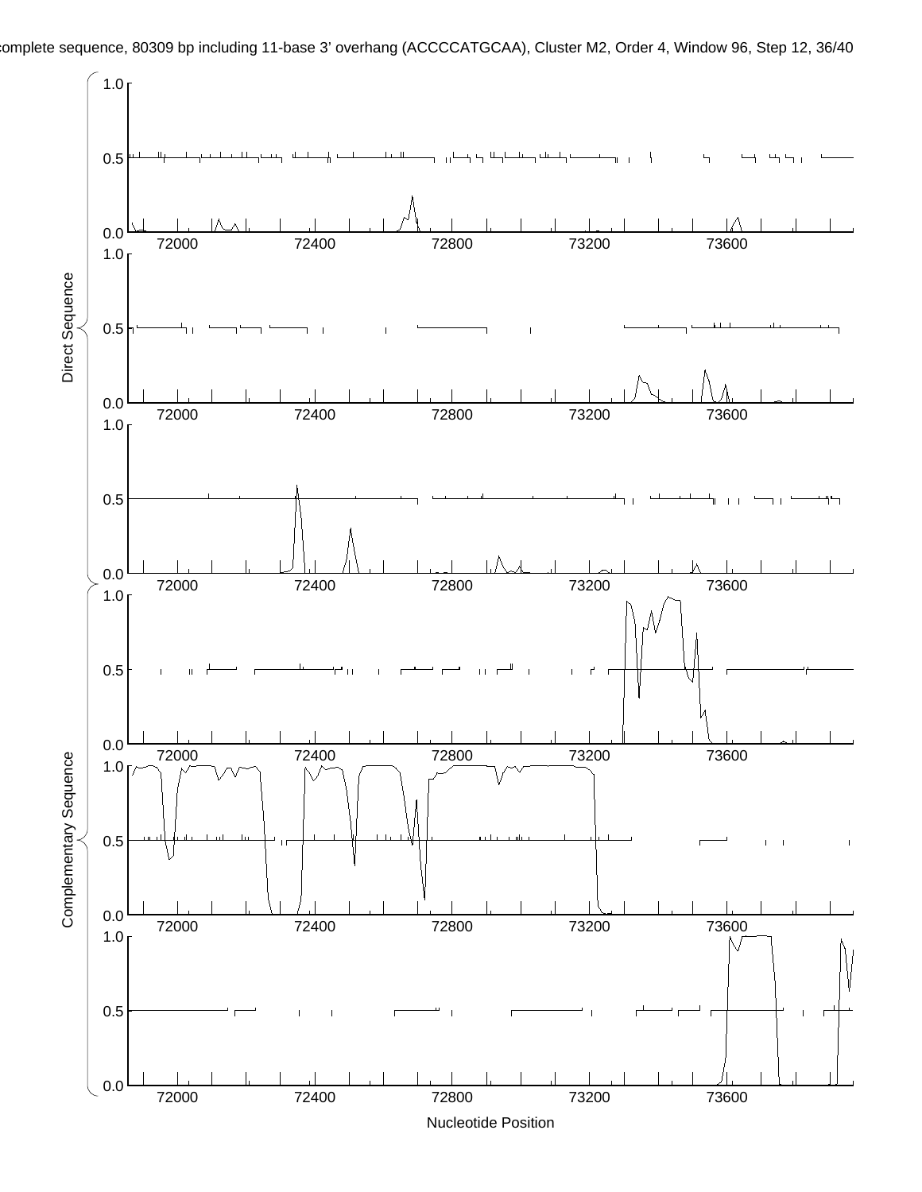complete sequence, 80309 bp including 11-base 3' overhang (ACCCCATGCAA), Cluster M2, Order 4, Window 96, Step 12, 36/40

Direct Sequence

Complementary Sequence

Nucleotide Position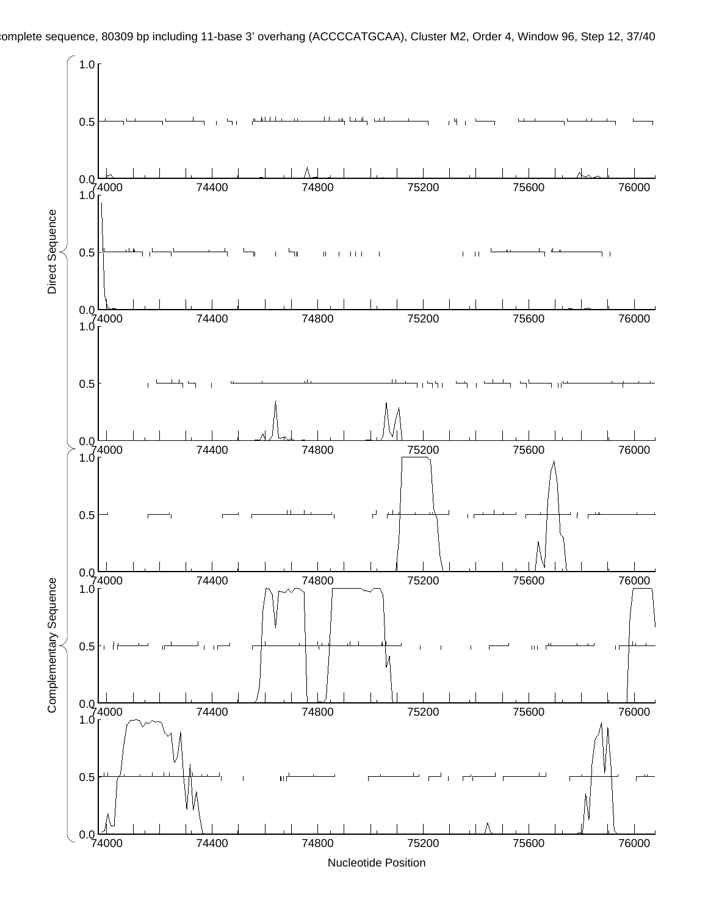complete sequence, 80309 bp including 11-base 3' overhang (ACCCCATGCAA), Cluster M2, Order 4, Window 96, Step 12

Direct Sequence

Complementary Sequence

Nucleotide Position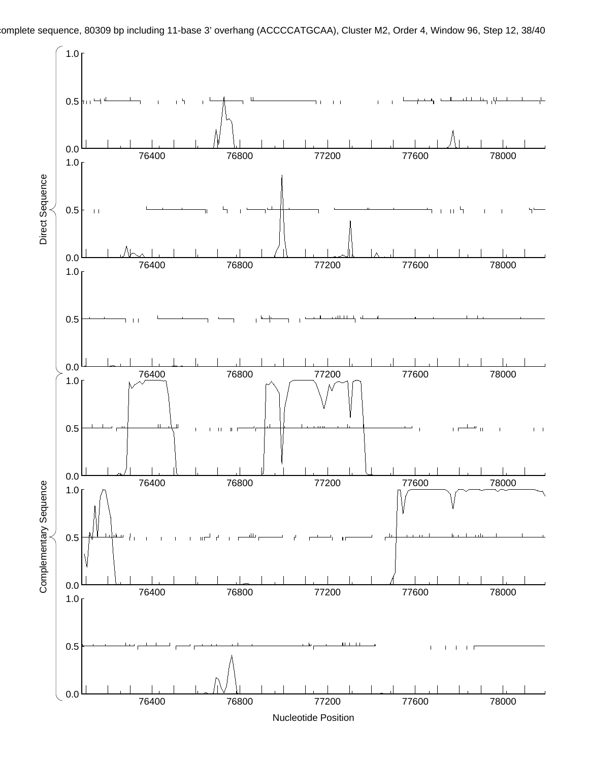complete sequence, 80309 bp including 11-base 3' overhang (ACCCCATGCAA), Cluster M2, Order 4, Window 96, Step 12, 38/40

Direct Sequence

Complementary Sequence

Nucleotide Position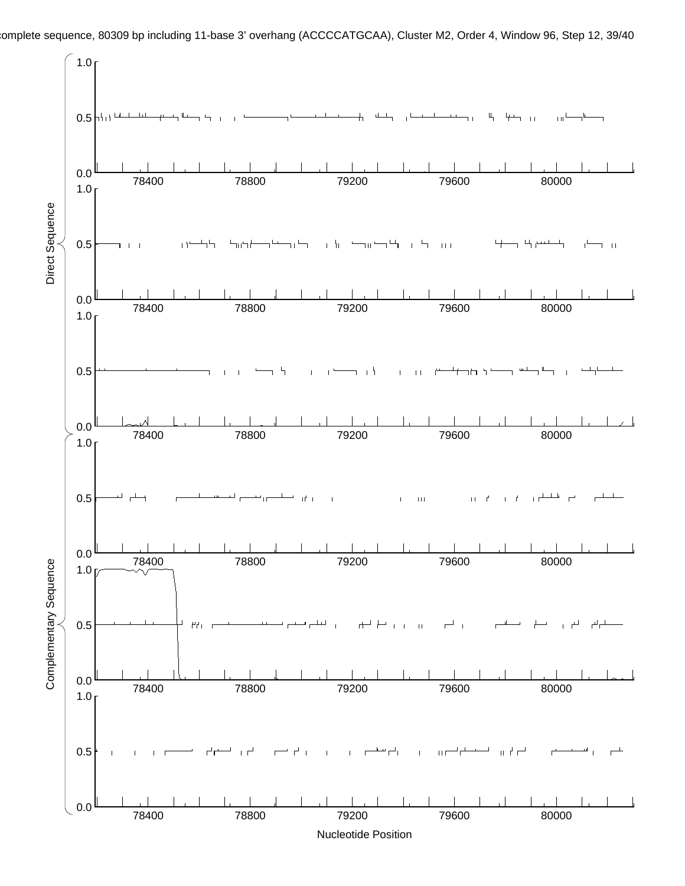complete sequence, 80309 bp including 11-base 3' overhang (ACCCCATGCAA), Cluster M2, Order 4, Window 96, Step 12, 39/40

Direct Sequence

1.0
0.5
0.0
78400
78800
79200
79600
80000

1.0
0.5
0.0
78400
78800
79200
79600
80000

1.0
0.5
0.0
78400
78800
79200
79600
80000

Complementary Sequence

1.0
0.5
0.0
78400
78800
79200
79600
80000

1.0
0.5
0.0
78400
78800
79200
79600
80000

1.0
0.5
0.0
78400
78800
79200
79600
80000

Nucleotide Position